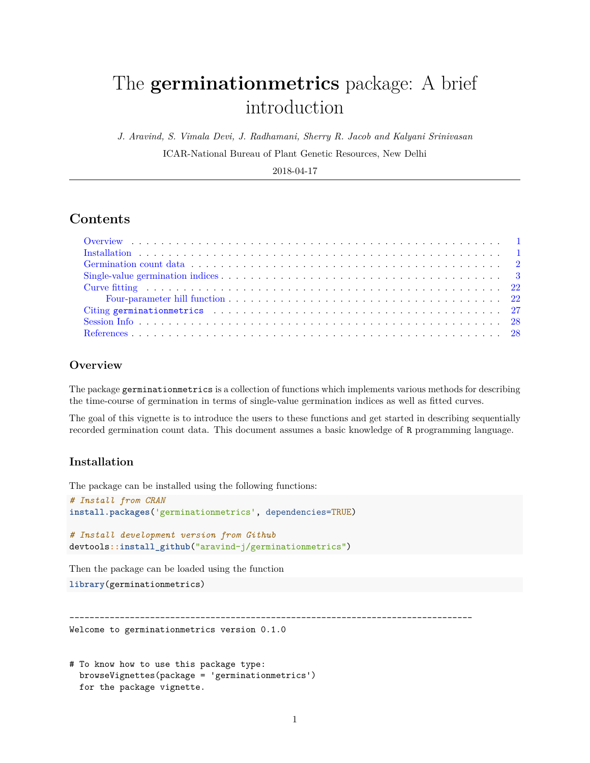# The **germinationmetrics** package: A brief introduction

*J. Aravind, S. Vimala Devi, J. Radhamani, Sherry R. Jacob and Kalyani Srinivasan*

ICAR-National Bureau of Plant Genetic Resources, New Delhi

2018-04-17

## Contents

- Overview . . . 1
- Installation . . . 1
- Germination count data . . . 2
- Single-value germination indices . . . 3
- Curve fitting . . . 22
  - Four-parameter hill function . . . 22
- Citing `germinationmetrics` . . . 27
- Session Info . . . 28
- References . . . 28

### Overview

The package `germinationmetrics` is a collection of functions which implements various methods for describing the time-course of germination in terms of single-value germination indices as well as fitted curves.

The goal of this vignette is to introduce the users to these functions and get started in describing sequentially recorded germination count data. This document assumes a basic knowledge of `R` programming language.

### Installation

The package can be installed using the following functions:

```
# Install from CRAN
install.packages('germinationmetrics', dependencies=TRUE)

# Install development version from Github
devtools::install_github("aravind-j/germinationmetrics")
```

Then the package can be loaded using the function

```
library(germinationmetrics)
```

```
--------------------------------------------------------------------------------
Welcome to germinationmetrics version 0.1.0


# To know how to use this package type:
  browseVignettes(package = 'germinationmetrics')
  for the package vignette.
```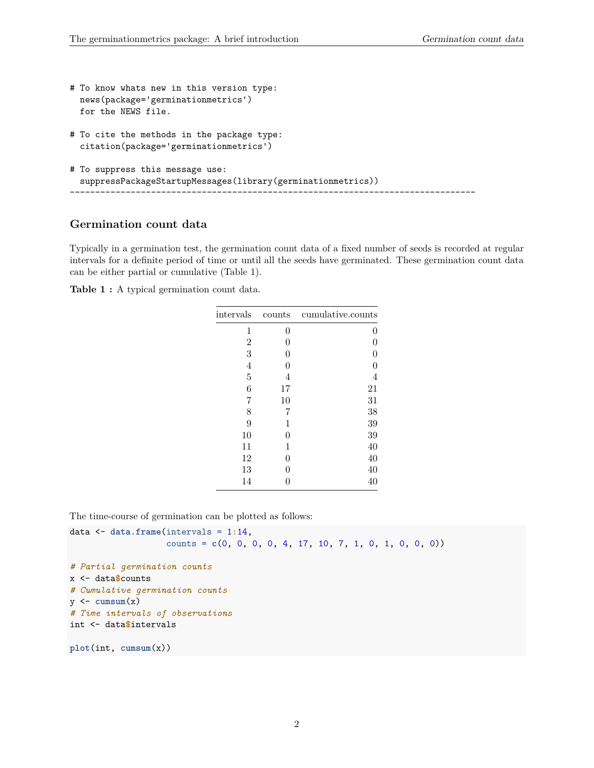```
# To know whats new in this version type:
  news(package='germinationmetrics')
  for the NEWS file.

# To cite the methods in the package type:
  citation(package='germinationmetrics')

# To suppress this message use:
  suppressPackageStartupMessages(library(germinationmetrics))
--------------------------------------------------------------------------------
```

## Germination count data

Typically in a germination test, the germination count data of a fixed number of seeds is recorded at regular intervals for a definite period of time or until all the seeds have germinated. These germination count data can be either partial or cumulative (Table 1).

**Table 1 :** A typical germination count data.

| intervals | counts | cumulative.counts |
|---:|---:|---:|
| 1 | 0 | 0 |
| 2 | 0 | 0 |
| 3 | 0 | 0 |
| 4 | 0 | 0 |
| 5 | 4 | 4 |
| 6 | 17 | 21 |
| 7 | 10 | 31 |
| 8 | 7 | 38 |
| 9 | 1 | 39 |
| 10 | 0 | 39 |
| 11 | 1 | 40 |
| 12 | 0 | 40 |
| 13 | 0 | 40 |
| 14 | 0 | 40 |

The time-course of germination can be plotted as follows:

```
data <- data.frame(intervals = 1:14,
                   counts = c(0, 0, 0, 0, 4, 17, 10, 7, 1, 0, 1, 0, 0, 0))

# Partial germination counts
x <- data$counts
# Cumulative germination counts
y <- cumsum(x)
# Time intervals of observations
int <- data$intervals

plot(int, cumsum(x))
```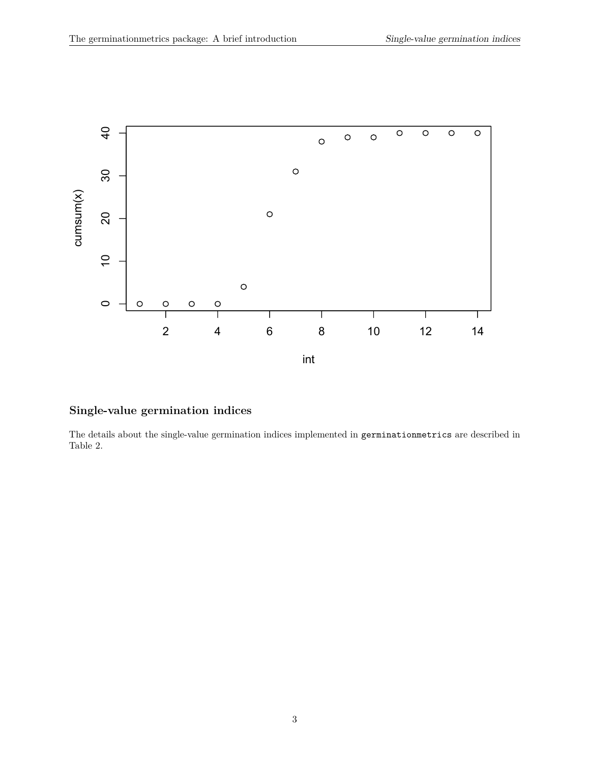## Single-value germination indices

The details about the single-value germination indices implemented in germinationmetrics are described in Table 2.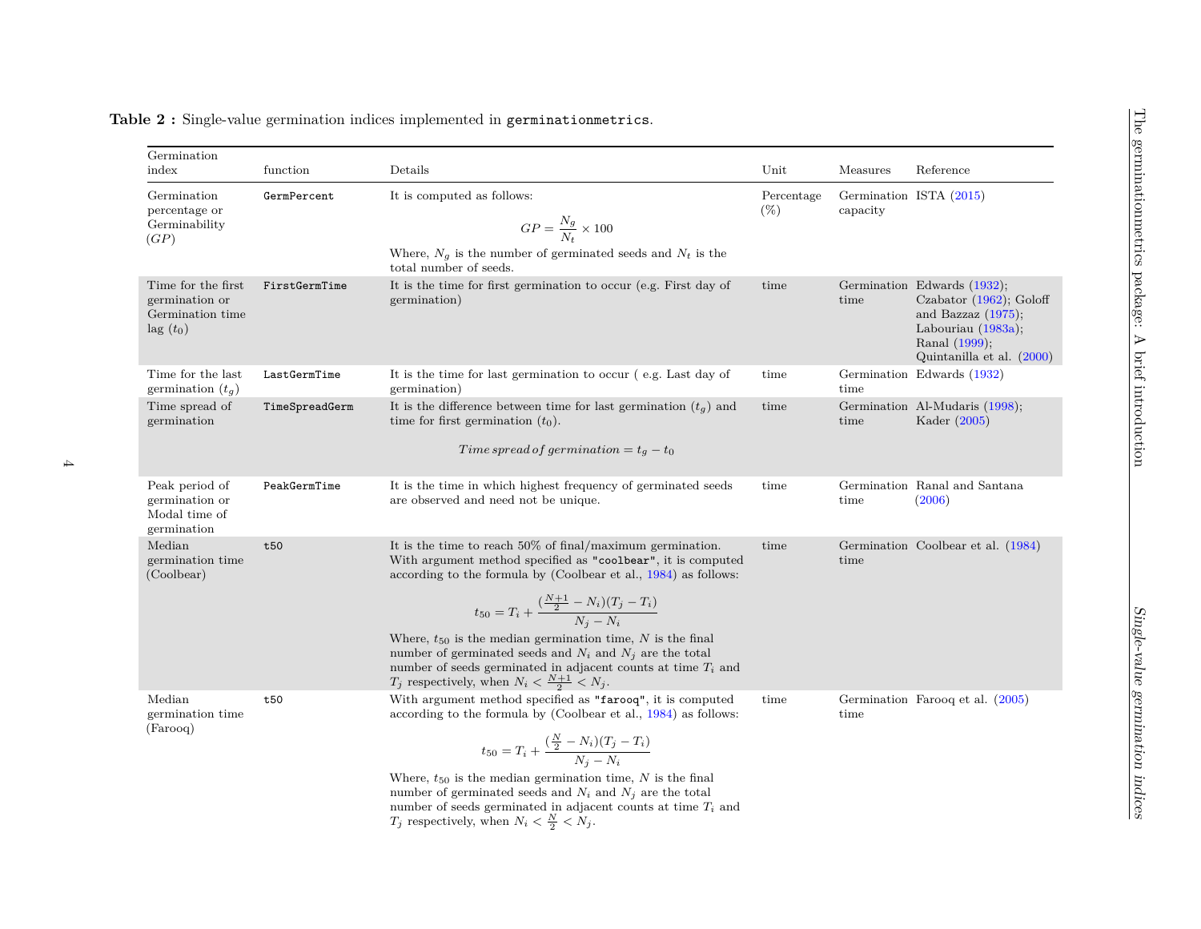**Table 2 :** Single-value germination indices implemented in `germinationmetrics`.

| Germination index | function | Details | Unit | Measures | Reference |
|---|---|---|---|---|---|
| Germination percentage or Germinability ($GP$) | `GermPercent` | It is computed as follows: $$GP = \frac{N_g}{N_t} \times 100$$ Where, $N_g$ is the number of germinated seeds and $N_t$ is the total number of seeds. | Percentage (%) | Germination capacity | ISTA (2015) |
| Time for the first germination or Germination time lag ($t_0$) | `FirstGermTime` | It is the time for first germination to occur (e.g. First day of germination) | time | Germination time | Edwards (1932); Czabator (1962); Goloff and Bazzaz (1975); Labouriau (1983a); Ranal (1999); Quintanilla et al. (2000) |
| Time for the last germination ($t_g$) | `LastGermTime` | It is the time for last germination to occur ( e.g. Last day of germination) | time | Germination time | Edwards (1932) |
| Time spread of germination | `TimeSpreadGerm` | It is the difference between time for last germination ($t_g$) and time for first germination ($t_0$). $$Time\,spread\,of\,germination = t_g - t_0$$ | time | Germination time | Al-Mudaris (1998); Kader (2005) |
| Peak period of germination or Modal time of germination | `PeakGermTime` | It is the time in which highest frequency of germinated seeds are observed and need not be unique. | time | Germination time | Ranal and Santana (2006) |
| Median germination time (Coolbear) | `t50` | It is the time to reach 50% of final/maximum germination. With argument method specified as `"coolbear"`, it is computed according to the formula by (Coolbear et al., 1984) as follows: $$t_{50} = T_i + \frac{(\frac{N+1}{2} - N_i)(T_j - T_i)}{N_j - N_i}$$ Where, $t_{50}$ is the median germination time, $N$ is the final number of germinated seeds and $N_i$ and $N_j$ are the total number of seeds germinated in adjacent counts at time $T_i$ and $T_j$ respectively, when $N_i < \frac{N+1}{2} < N_j$. | time | Germination time | Coolbear et al. (1984) |
| Median germination time (Farooq) | `t50` | With argument method specified as `"farooq"`, it is computed according to the formula by (Coolbear et al., 1984) as follows: $$t_{50} = T_i + \frac{(\frac{N}{2} - N_i)(T_j - T_i)}{N_j - N_i}$$ Where, $t_{50}$ is the median germination time, $N$ is the final number of germinated seeds and $N_i$ and $N_j$ are the total number of seeds germinated in adjacent counts at time $T_i$ and $T_j$ respectively, when $N_i < \frac{N}{2} < N_j$. | time | Germination time | Farooq et al. (2005) |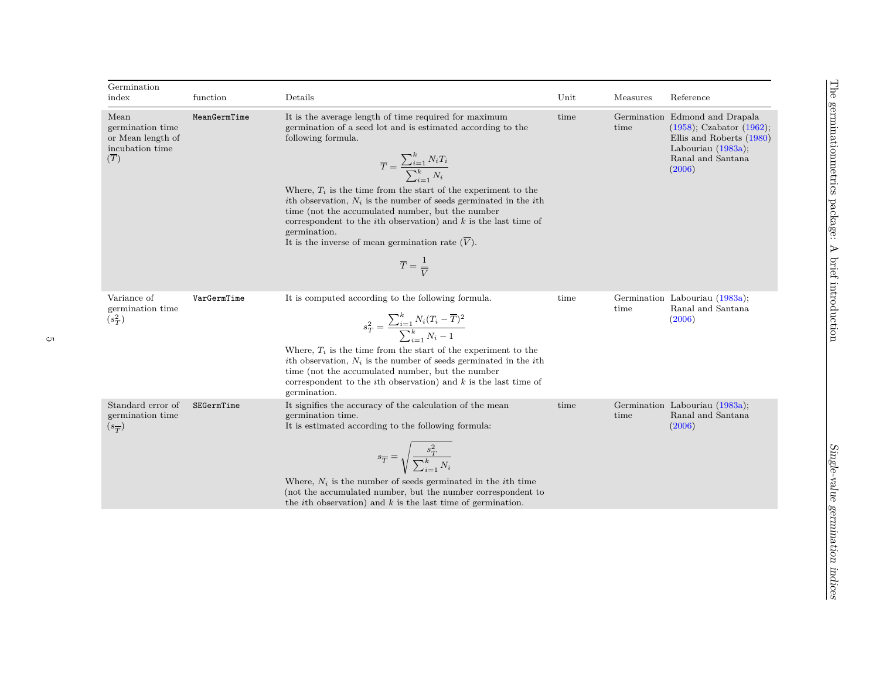| Germination index | function | Details | Unit | Measures | Reference |
|---|---|---|---|---|---|
| Mean germination time or Mean length of incubation time ($\overline{T}$) | `MeanGermTime` | It is the average length of time required for maximum germination of a seed lot and is estimated according to the following formula. $$\overline{T} = \frac{\sum_{i=1}^{k} N_i T_i}{\sum_{i=1}^{k} N_i}$$ Where, $T_i$ is the time from the start of the experiment to the $i$th observation, $N_i$ is the number of seeds germinated in the $i$th time (not the accumulated number, but the number correspondent to the $i$th observation) and $k$ is the last time of germination. It is the inverse of mean germination rate ($\overline{V}$). $$\overline{T} = \frac{1}{\overline{V}}$$ | time | Germination time | Edmond and Drapala (1958); Czabator (1962); Ellis and Roberts (1980) Labouriau (1983a); Ranal and Santana (2006) |
| Variance of germination time ($s_T^2$) | `VarGermTime` | It is computed according to the following formula. $$s_T^2 = \frac{\sum_{i=1}^{k} N_i (T_i - \overline{T})^2}{\sum_{i=1}^{k} N_i - 1}$$ Where, $T_i$ is the time from the start of the experiment to the $i$th observation, $N_i$ is the number of seeds germinated in the $i$th time (not the accumulated number, but the number correspondent to the $i$th observation) and $k$ is the last time of germination. | time | Germination time | Labouriau (1983a); Ranal and Santana (2006) |
| Standard error of germination time ($s_{\overline{T}}$) | `SEGermTime` | It signifies the accuracy of the calculation of the mean germination time. It is estimated according to the following formula: $$s_{\overline{T}} = \sqrt{\frac{s_T^2}{\sum_{i=1}^{k} N_i}}$$ Where, $N_i$ is the number of seeds germinated in the $i$th time (not the accumulated number, but the number correspondent to the $i$th observation) and $k$ is the last time of germination. | time | Germination time | Labouriau (1983a); Ranal and Santana (2006) |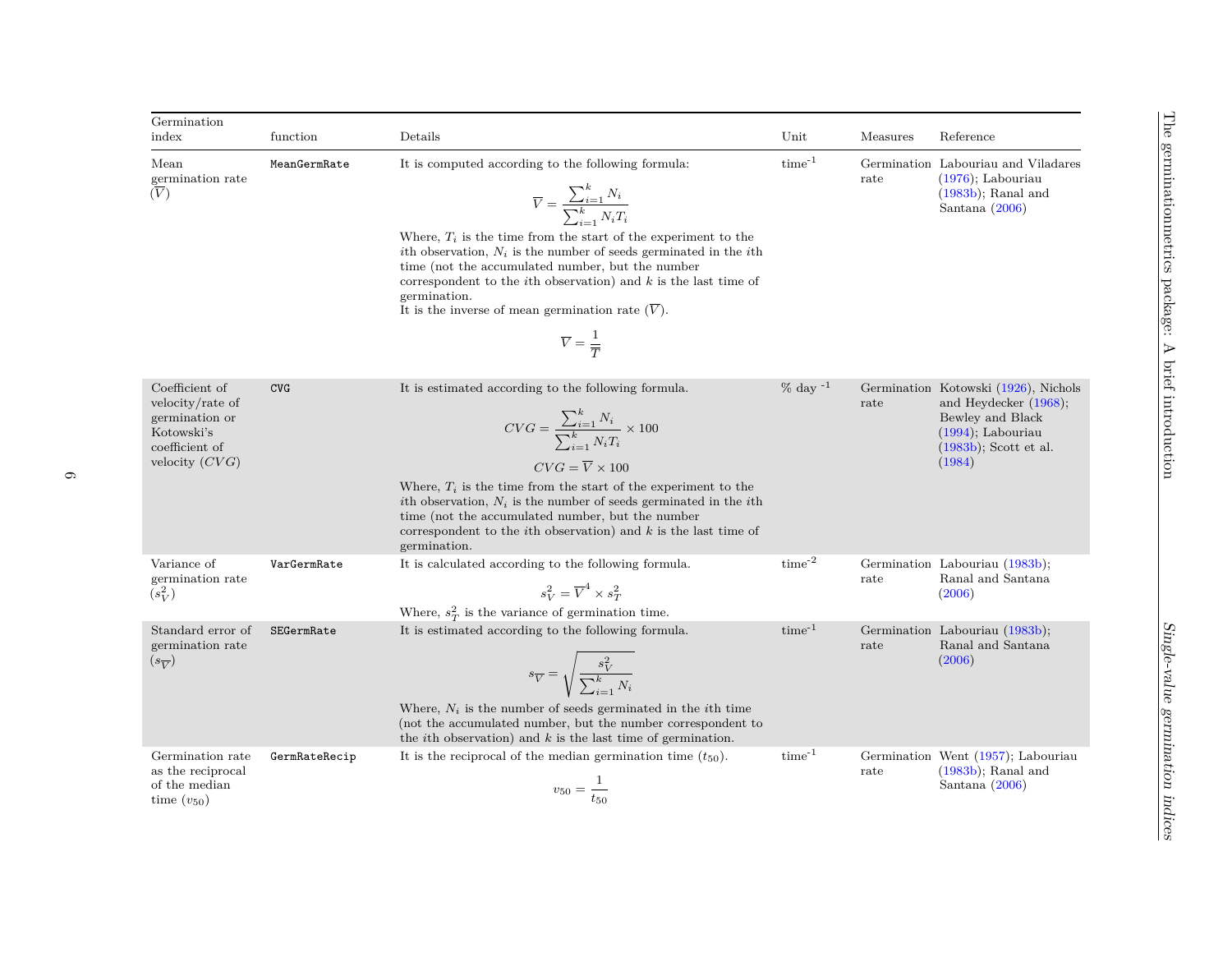| Germination index | function | Details | Unit | Measures | Reference |
|---|---|---|---|---|---|
| Mean germination rate ($\overline{V}$) | `MeanGermRate` | It is computed according to the following formula: $$\overline{V} = \frac{\sum_{i=1}^{k} N_i}{\sum_{i=1}^{k} N_i T_i}$$ Where, $T_i$ is the time from the start of the experiment to the $i$th observation, $N_i$ is the number of seeds germinated in the $i$th time (not the accumulated number, but the number correspondent to the $i$th observation) and $k$ is the last time of germination. It is the inverse of mean germination rate ($\overline{V}$). $$\overline{V} = \frac{1}{\overline{T}}$$ | time$^{-1}$ | Germination rate | Labouriau and Viladares (1976); Labouriau (1983b); Ranal and Santana (2006) |
| Coefficient of velocity/rate of germination or Kotowski's coefficient of velocity ($CVG$) | `CVG` | It is estimated according to the following formula. $$CVG = \frac{\sum_{i=1}^{k} N_i}{\sum_{i=1}^{k} N_i T_i} \times 100$$ $$CVG = \overline{V} \times 100$$ Where, $T_i$ is the time from the start of the experiment to the $i$th observation, $N_i$ is the number of seeds germinated in the $i$th time (not the accumulated number, but the number correspondent to the $i$th observation) and $k$ is the last time of germination. | % day $^{-1}$ | Germination rate | Kotowski (1926), Nichols and Heydecker (1968); Bewley and Black (1994); Labouriau (1983b); Scott et al. (1984) |
| Variance of germination rate ($s_V^2$) | `VarGermRate` | It is calculated according to the following formula. $$s_V^2 = \overline{V}^4 \times s_T^2$$ Where, $s_T^2$ is the variance of germination time. | time$^{-2}$ | Germination rate | Labouriau (1983b); Ranal and Santana (2006) |
| Standard error of germination rate ($s_{\overline{V}}$) | `SEGermRate` | It is estimated according to the following formula. $$s_{\overline{V}} = \sqrt{\frac{s_V^2}{\sum_{i=1}^{k} N_i}}$$ Where, $N_i$ is the number of seeds germinated in the $i$th time (not the accumulated number, but the number correspondent to the $i$th observation) and $k$ is the last time of germination. | time$^{-1}$ | Germination rate | Labouriau (1983b); Ranal and Santana (2006) |
| Germination rate as the reciprocal of the median time ($v_{50}$) | `GermRateRecip` | It is the reciprocal of the median germination time ($t_{50}$). $$v_{50} = \frac{1}{t_{50}}$$ | time$^{-1}$ | Germination rate | Went (1957); Labouriau (1983b); Ranal and Santana (2006) |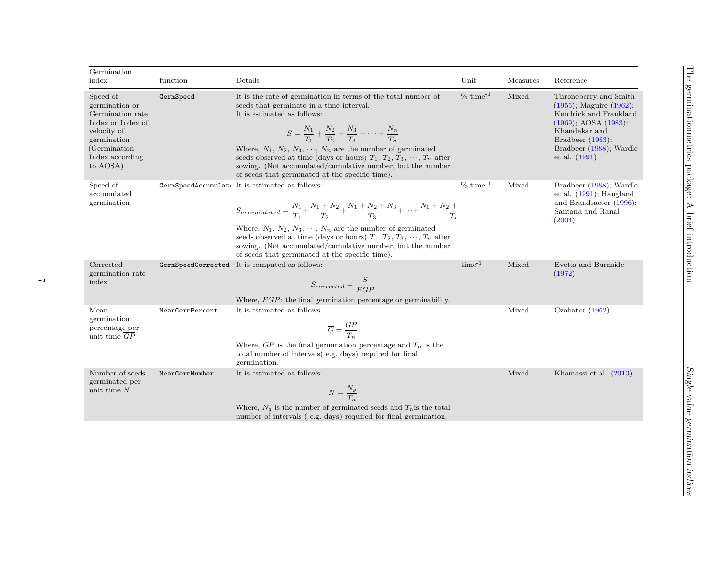| Germination index | function | Details | Unit | Measures | Reference |
| --- | --- | --- | --- | --- | --- |
| Speed of germination or Germination rate Index or Index of velocity of germination (Germination Index according to AOSA) | `GermSpeed` | It is the rate of germination in terms of the total number of seeds that germinate in a time interval. It is estimated as follows: $$S = \frac{N_1}{T_1} + \frac{N_2}{T_2} + \frac{N_3}{T_3} + \cdots + \frac{N_n}{T_n}$$ Where, $N_1$, $N_2$, $N_3$, $\cdots$, $N_n$ are the number of germinated seeds observed at time (days or hours) $T_1$, $T_2$, $T_3$, $\cdots$, $T_n$ after sowing. (Not accumulated/cumulative number, but the number of seeds that germinated at the specific time). | % time$^{-1}$ | Mixed | Throneberry and Smith (1955); Maguire (1962); Kendrick and Frankland (1969); AOSA (1983); Khandakar and Bradbeer (1983); Bradbeer (1988); Wardle et al. (1991) |
| Speed of accumulated germination | `GermSpeedAccumulat` | It is estimated as follows: $$S_{accumulated} = \frac{N_1}{T_1} + \frac{N_1 + N_2}{T_2} + \frac{N_1 + N_2 + N_3}{T_3} + \cdots + \frac{N_1 + N_2 +}{T}$$ Where, $N_1$, $N_2$, $N_3$, $\cdots$, $N_n$ are the number of germinated seeds observed at time (days or hours) $T_1$, $T_2$, $T_3$, $\cdots$, $T_n$ after sowing. (Not accumulated/cumulative number, but the number of seeds that germinated at the specific time). | % time$^{-1}$ | Mixed | Bradbeer (1988); Wardle et al. (1991); Haugland and Brandsaeter (1996); Santana and Ranal (2004) |
| Corrected germination rate index | `GermSpeedCorrected` | It is computed as follows: $$S_{corrected} = \frac{S}{FGP}$$ Where, $FGP$: the final germination percentage or germinability. | time$^{-1}$ | Mixed | Evetts and Burnside (1972) |
| Mean germination percentage per unit time $\overline{GP}$ | `MeanGermPercent` | It is estimated as follows: $$\overline{G} = \frac{GP}{T_n}$$ Where, $GP$ is the final germination percentage and $T_n$ is the total number of intervals( e.g. days) required for final germination. | | Mixed | Czabator (1962) |
| Number of seeds germinated per unit time $\overline{N}$ | `MeanGermNumber` | It is estimated as follows: $$\overline{N} = \frac{N_g}{T_n}$$ Where, $N_g$ is the number of germinated seeds and $T_n$is the total number of intervals ( e.g. days) required for final germination. | | Mixed | Khamassi et al. (2013) |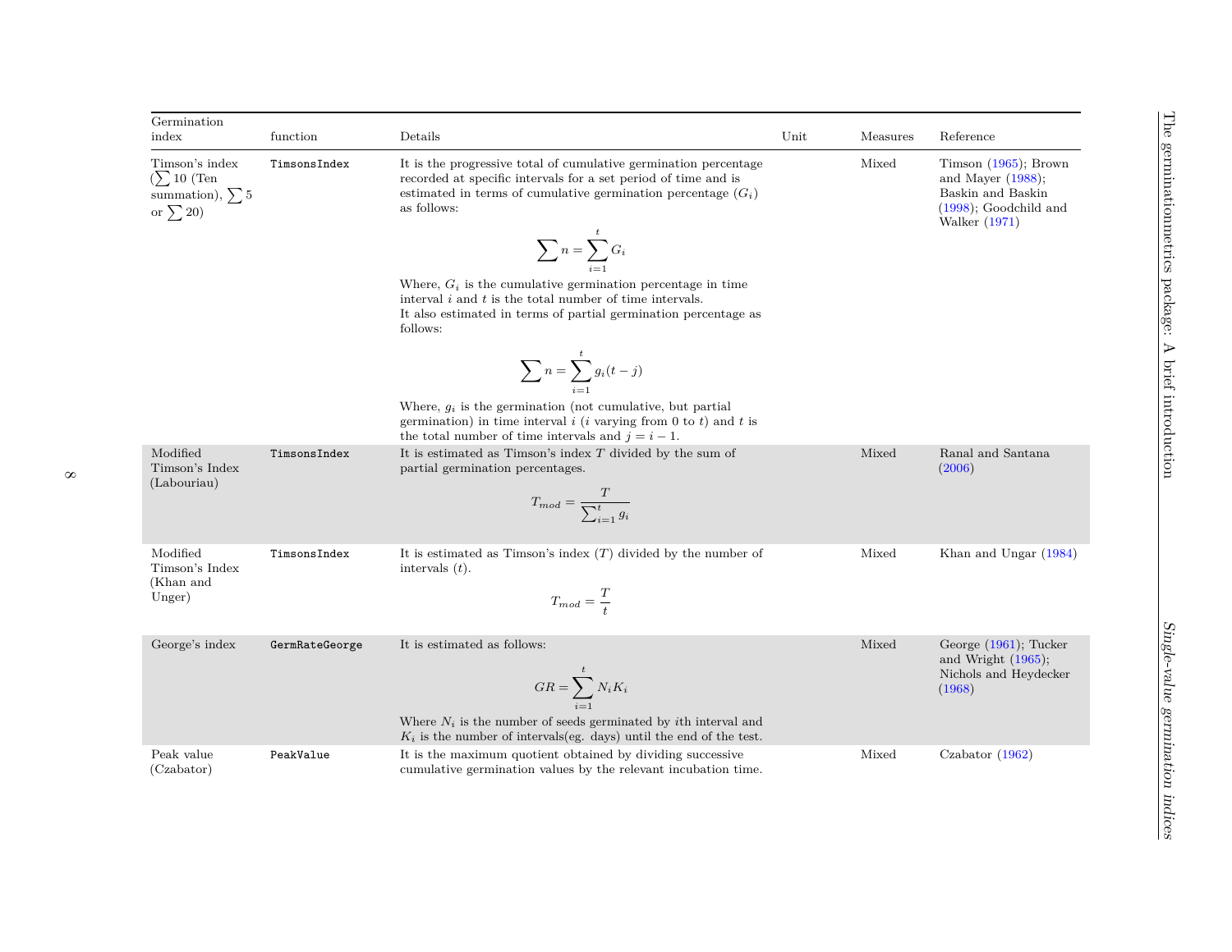| Germination index | function | Details | Unit | Measures | Reference |
|---|---|---|---|---|---|
| Timson's index ($\sum 10$ (Ten summation), $\sum 5$ or $\sum 20$) | `TimsonsIndex` | It is the progressive total of cumulative germination percentage recorded at specific intervals for a set period of time and is estimated in terms of cumulative germination percentage ($G_i$) as follows: $$\sum n = \sum_{i=1}^{t} G_i$$ Where, $G_i$ is the cumulative germination percentage in time interval $i$ and $t$ is the total number of time intervals. It also estimated in terms of partial germination percentage as follows: $$\sum n = \sum_{i=1}^{t} g_i(t-j)$$ Where, $g_i$ is the germination (not cumulative, but partial germination) in time interval $i$ ($i$ varying from 0 to $t$) and $t$ is the total number of time intervals and $j = i - 1$. | | Mixed | Timson (1965); Brown and Mayer (1988); Baskin and Baskin (1998); Goodchild and Walker (1971) |
| Modified Timson's Index (Labouriau) | `TimsonsIndex` | It is estimated as Timson's index $T$ divided by the sum of partial germination percentages. $$T_{mod} = \frac{T}{\sum_{i=1}^{t} g_i}$$ | | Mixed | Ranal and Santana (2006) |
| Modified Timson's Index (Khan and Unger) | `TimsonsIndex` | It is estimated as Timson's index ($T$) divided by the number of intervals ($t$). $$T_{mod} = \frac{T}{t}$$ | | Mixed | Khan and Ungar (1984) |
| George's index | `GermRateGeorge` | It is estimated as follows: $$GR = \sum_{i=1}^{t} N_i K_i$$ Where $N_i$ is the number of seeds germinated by $i$th interval and $K_i$ is the number of intervals(eg. days) until the end of the test. | | Mixed | George (1961); Tucker and Wright (1965); Nichols and Heydecker (1968) |
| Peak value (Czabator) | `PeakValue` | It is the maximum quotient obtained by dividing successive cumulative germination values by the relevant incubation time. | | Mixed | Czabator (1962) |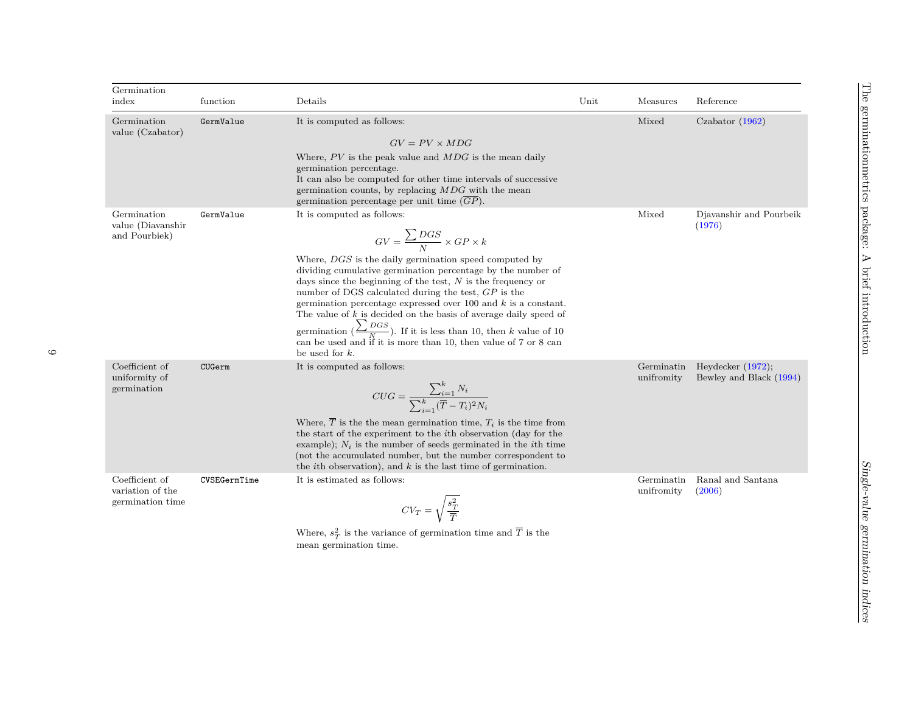| Germination index | function | Details | Unit | Measures | Reference |
|---|---|---|---|---|---|
| Germination value (Czabator) | `GermValue` | It is computed as follows: $$GV = PV \times MDG$$ Where, $PV$ is the peak value and $MDG$ is the mean daily germination percentage. It can also be computed for other time intervals of successive germination counts, by replacing $MDG$ with the mean germination percentage per unit time ($\overline{GP}$). | | Mixed | Czabator (1962) |
| Germination value (Diavanshir and Pourbiek) | `GermValue` | It is computed as follows: $$GV = \frac{\sum DGS}{N} \times GP \times k$$ Where, $DGS$ is the daily germination speed computed by dividing cumulative germination percentage by the number of days since the beginning of the test, $N$ is the frequency or number of DGS calculated during the test, $GP$ is the germination percentage expressed over 100 and $k$ is a constant. The value of $k$ is decided on the basis of average daily speed of germination ($\frac{\sum DGS}{N}$). If it is less than 10, then $k$ value of 10 can be used and if it is more than 10, then value of 7 or 8 can be used for $k$. | | Mixed | Djavanshir and Pourbeik (1976) |
| Coefficient of uniformity of germination | `CUGerm` | It is computed as follows: $$CUG = \frac{\sum_{i=1}^{k} N_i}{\sum_{i=1}^{k} (\overline{T} - T_i)^2 N_i}$$ Where, $\overline{T}$ is the the mean germination time, $T_i$ is the time from the start of the experiment to the $i$th observation (day for the example); $N_i$ is the number of seeds germinated in the $i$th time (not the accumulated number, but the number correspondent to the $i$th observation), and $k$ is the last time of germination. | | Germinatin unifromity | Heydecker (1972); Bewley and Black (1994) |
| Coefficient of variation of the germination time | `CVSEGermTime` | It is estimated as follows: $$CV_T = \sqrt{\frac{s_T^2}{\overline{T}}}$$ Where, $s_T^2$ is the variance of germination time and $\overline{T}$ is the mean germination time. | | Germinatin unifromity | Ranal and Santana (2006) |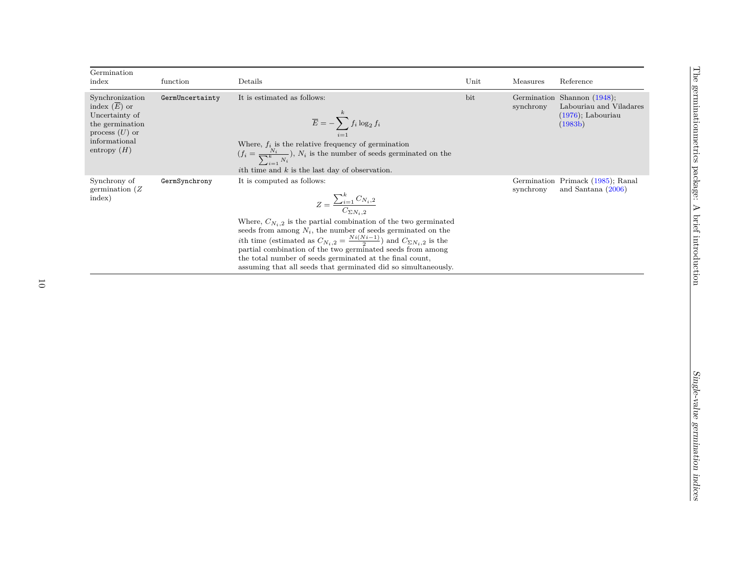| Germination index | function | Details | Unit | Measures | Reference |
|---|---|---|---|---|---|
| Synchronization index ($\overline{E}$) or Uncertainty of the germination process ($U$) or informational entropy ($H$) | `GermUncertainty` | It is estimated as follows: $$\overline{E} = -\sum_{i=1}^{k} f_i \log_2 f_i$$ Where, $f_i$ is the relative frequency of germination ($f_i = \frac{N_i}{\sum_{i=1}^{k} N_i}$), $N_i$ is the number of seeds germinated on the $i$th time and $k$ is the last day of observation. | bit | Germination synchrony | Shannon (1948); Labouriau and Viladares (1976); Labouriau (1983b) |
| Synchrony of germination ($Z$ index) | `GermSynchrony` | It is computed as follows: $$Z = \frac{\sum_{i=1}^{k} C_{N_i,2}}{C_{\Sigma N_i,2}}$$ Where, $C_{N_i,2}$ is the partial combination of the two germinated seeds from among $N_i$, the number of seeds germinated on the $i$th time (estimated as $C_{N_i,2} = \frac{Ni(Ni-1)}{2}$) and $C_{\Sigma N_i,2}$ is the partial combination of the two germinated seeds from among the total number of seeds germinated at the final count, assuming that all seeds that germinated did so simultaneously. | | Germination synchrony | Primack (1985); Ranal and Santana (2006) |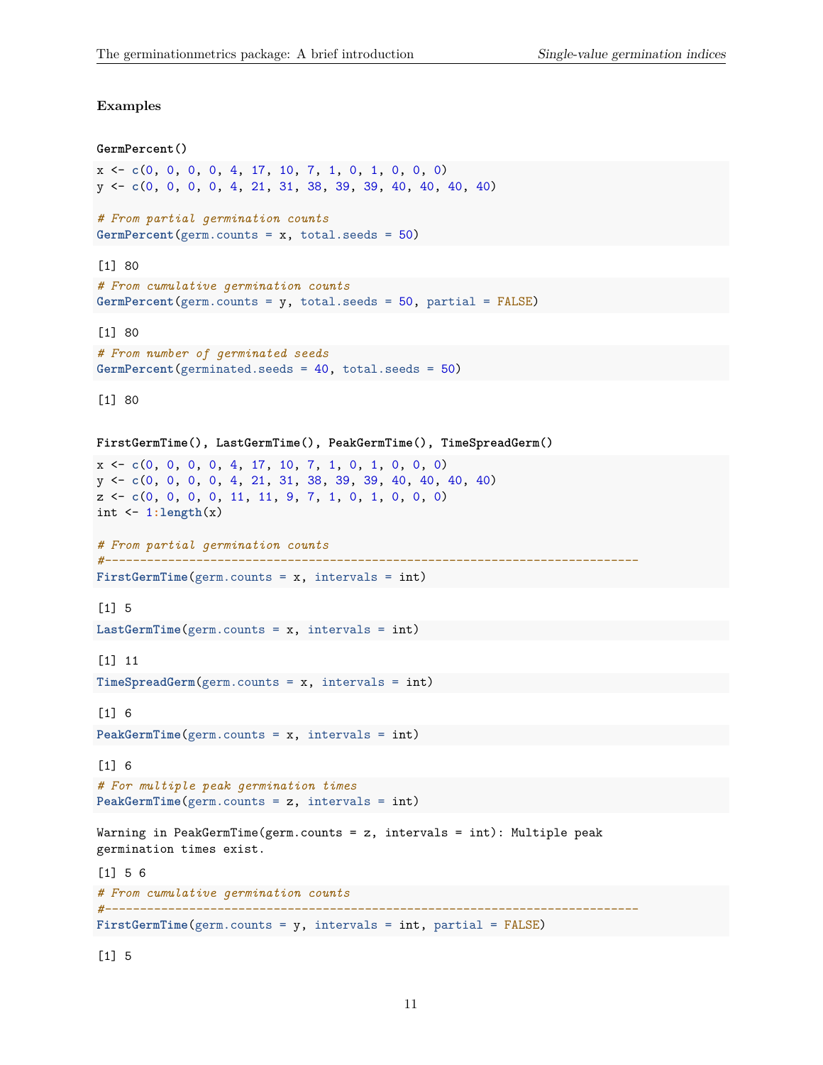**Examples**

**GermPercent()**

```
x <- c(0, 0, 0, 0, 4, 17, 10, 7, 1, 0, 1, 0, 0, 0)
y <- c(0, 0, 0, 0, 4, 21, 31, 38, 39, 39, 40, 40, 40, 40)

# From partial germination counts
GermPercent(germ.counts = x, total.seeds = 50)
```

```
[1] 80
```

```
# From cumulative germination counts
GermPercent(germ.counts = y, total.seeds = 50, partial = FALSE)
```

```
[1] 80
```

```
# From number of germinated seeds
GermPercent(germinated.seeds = 40, total.seeds = 50)
```

```
[1] 80
```

**FirstGermTime(), LastGermTime(), PeakGermTime(), TimeSpreadGerm()**

```
x <- c(0, 0, 0, 0, 4, 17, 10, 7, 1, 0, 1, 0, 0, 0)
y <- c(0, 0, 0, 0, 4, 21, 31, 38, 39, 39, 40, 40, 40, 40)
z <- c(0, 0, 0, 0, 11, 11, 9, 7, 1, 0, 1, 0, 0, 0)
int <- 1:length(x)

# From partial germination counts
#----------------------------------------------------------------------------
FirstGermTime(germ.counts = x, intervals = int)
```

```
[1] 5
```

```
LastGermTime(germ.counts = x, intervals = int)
```

```
[1] 11
```

```
TimeSpreadGerm(germ.counts = x, intervals = int)
```

```
[1] 6
```

```
PeakGermTime(germ.counts = x, intervals = int)
```

```
[1] 6
```

```
# For multiple peak germination times
PeakGermTime(germ.counts = z, intervals = int)
```

```
Warning in PeakGermTime(germ.counts = z, intervals = int): Multiple peak
germination times exist.
```

```
[1] 5 6
```

```
# From cumulative germination counts
#----------------------------------------------------------------------------
FirstGermTime(germ.counts = y, intervals = int, partial = FALSE)
```

```
[1] 5
```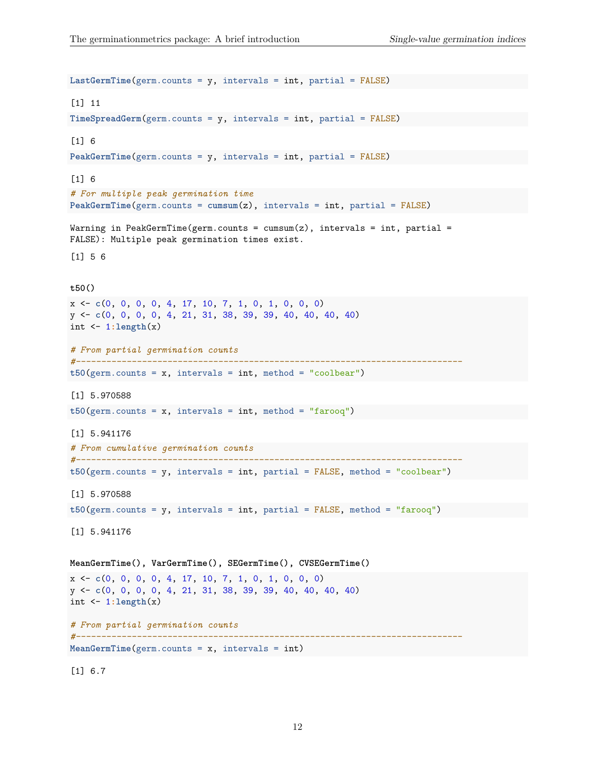```r
LastGermTime(germ.counts = y, intervals = int, partial = FALSE)
```

```
[1] 11
```

```r
TimeSpreadGerm(germ.counts = y, intervals = int, partial = FALSE)
```

```
[1] 6
```

```r
PeakGermTime(germ.counts = y, intervals = int, partial = FALSE)
```

```
[1] 6
```

```r
# For multiple peak germination time
PeakGermTime(germ.counts = cumsum(z), intervals = int, partial = FALSE)
```

```
Warning in PeakGermTime(germ.counts = cumsum(z), intervals = int, partial =
FALSE): Multiple peak germination times exist.
```

```
[1] 5 6
```

**t50()**

```r
x <- c(0, 0, 0, 0, 4, 17, 10, 7, 1, 0, 1, 0, 0, 0)
y <- c(0, 0, 0, 0, 4, 21, 31, 38, 39, 39, 40, 40, 40, 40)
int <- 1:length(x)

# From partial germination counts
#----------------------------------------------------------------------------
t50(germ.counts = x, intervals = int, method = "coolbear")
```

```
[1] 5.970588
```

```r
t50(germ.counts = x, intervals = int, method = "farooq")
```

```
[1] 5.941176
```

```r
# From cumulative germination counts
#----------------------------------------------------------------------------
t50(germ.counts = y, intervals = int, partial = FALSE, method = "coolbear")
```

```
[1] 5.970588
```

```r
t50(germ.counts = y, intervals = int, partial = FALSE, method = "farooq")
```

```
[1] 5.941176
```

**MeanGermTime(), VarGermTime(), SEGermTime(), CVSEGermTime()**

```r
x <- c(0, 0, 0, 0, 4, 17, 10, 7, 1, 0, 1, 0, 0, 0)
y <- c(0, 0, 0, 0, 4, 21, 31, 38, 39, 39, 40, 40, 40, 40)
int <- 1:length(x)

# From partial germination counts
#----------------------------------------------------------------------------
MeanGermTime(germ.counts = x, intervals = int)
```

```
[1] 6.7
```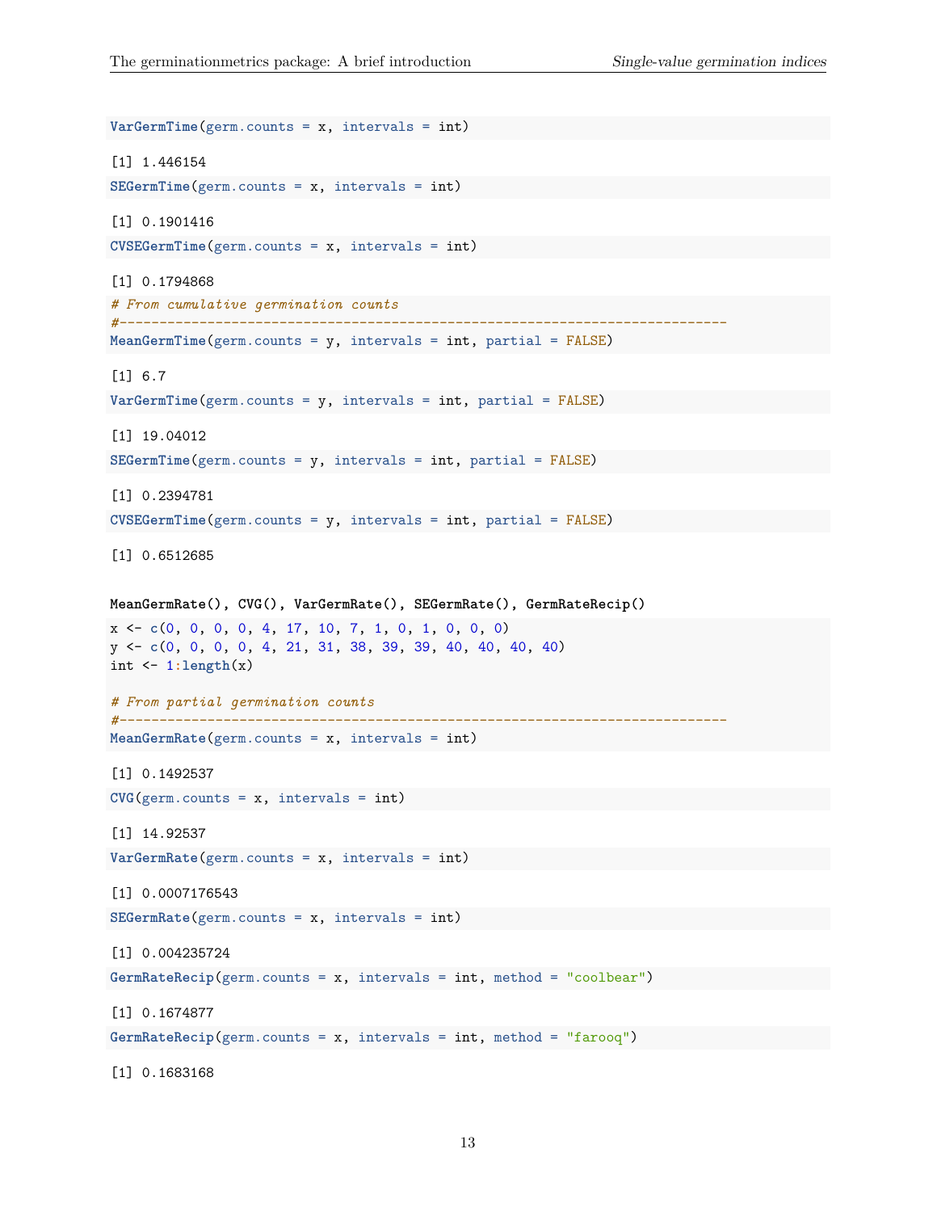```r
VarGermTime(germ.counts = x, intervals = int)
```

```
[1] 1.446154
```

```r
SEGermTime(germ.counts = x, intervals = int)
```

```
[1] 0.1901416
```

```r
CVSEGermTime(germ.counts = x, intervals = int)
```

```
[1] 0.1794868
```

```r
# From cumulative germination counts
#----------------------------------------------------------------------------
MeanGermTime(germ.counts = y, intervals = int, partial = FALSE)
```

```
[1] 6.7
```

```r
VarGermTime(germ.counts = y, intervals = int, partial = FALSE)
```

```
[1] 19.04012
```

```r
SEGermTime(germ.counts = y, intervals = int, partial = FALSE)
```

```
[1] 0.2394781
```

```r
CVSEGermTime(germ.counts = y, intervals = int, partial = FALSE)
```

```
[1] 0.6512685
```

**MeanGermRate(), CVG(), VarGermRate(), SEGermRate(), GermRateRecip()**

```r
x <- c(0, 0, 0, 0, 4, 17, 10, 7, 1, 0, 1, 0, 0, 0)
y <- c(0, 0, 0, 0, 4, 21, 31, 38, 39, 39, 40, 40, 40, 40)
int <- 1:length(x)

# From partial germination counts
#----------------------------------------------------------------------------
MeanGermRate(germ.counts = x, intervals = int)
```

```
[1] 0.1492537
```

```r
CVG(germ.counts = x, intervals = int)
```

```
[1] 14.92537
```

```r
VarGermRate(germ.counts = x, intervals = int)
```

```
[1] 0.0007176543
```

```r
SEGermRate(germ.counts = x, intervals = int)
```

```
[1] 0.004235724
```

```r
GermRateRecip(germ.counts = x, intervals = int, method = "coolbear")
```

```
[1] 0.1674877
```

```r
GermRateRecip(germ.counts = x, intervals = int, method = "farooq")
```

```
[1] 0.1683168
```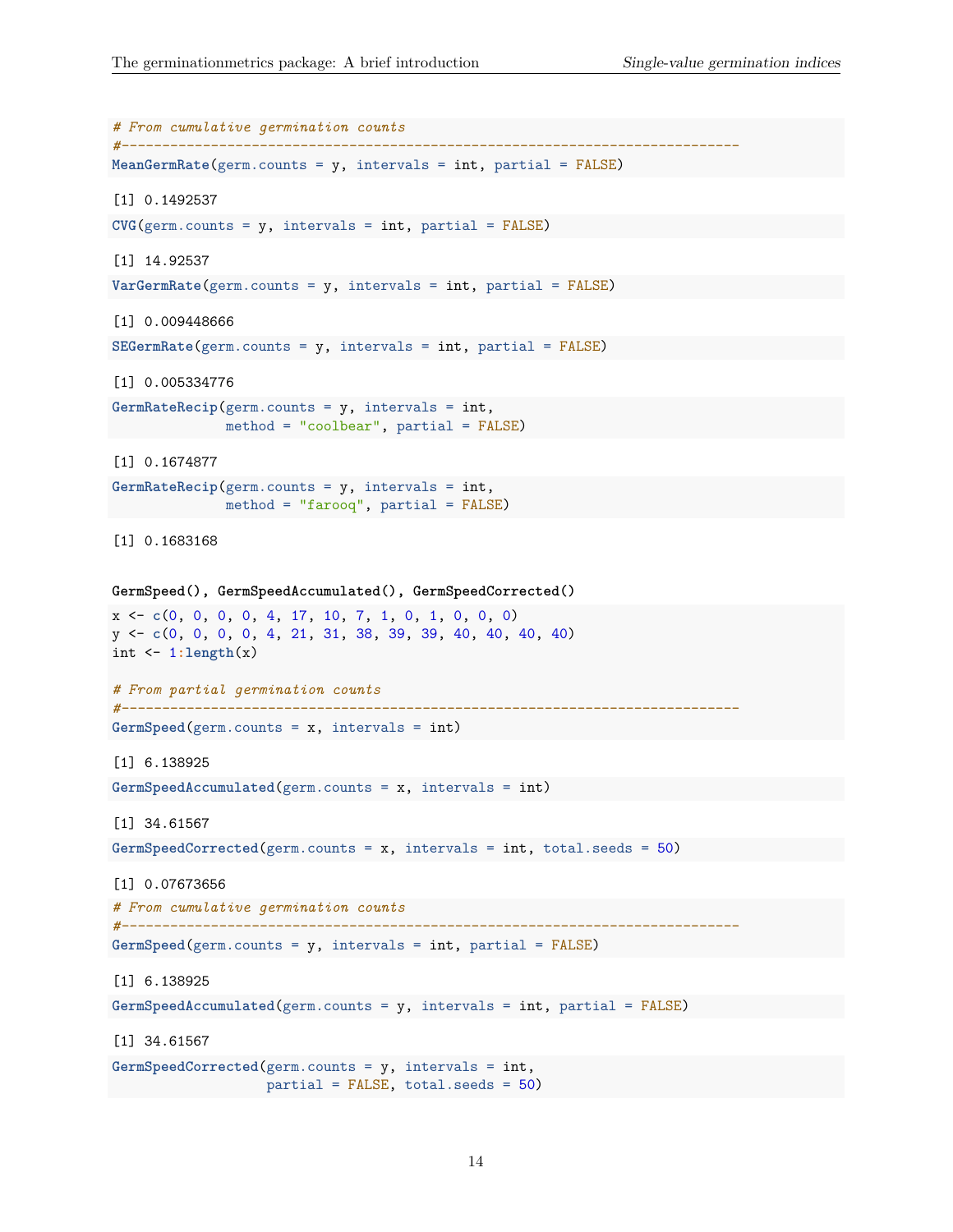```r
# From cumulative germination counts
#----------------------------------------------------------------------------
MeanGermRate(germ.counts = y, intervals = int, partial = FALSE)
```

```
[1] 0.1492537
```

```r
CVG(germ.counts = y, intervals = int, partial = FALSE)
```

```
[1] 14.92537
```

```r
VarGermRate(germ.counts = y, intervals = int, partial = FALSE)
```

```
[1] 0.009448666
```

```r
SEGermRate(germ.counts = y, intervals = int, partial = FALSE)
```

```
[1] 0.005334776
```

```r
GermRateRecip(germ.counts = y, intervals = int,
              method = "coolbear", partial = FALSE)
```

```
[1] 0.1674877
```

```r
GermRateRecip(germ.counts = y, intervals = int,
              method = "farooq", partial = FALSE)
```

```
[1] 0.1683168
```

**GermSpeed(), GermSpeedAccumulated(), GermSpeedCorrected()**

```r
x <- c(0, 0, 0, 0, 4, 17, 10, 7, 1, 0, 1, 0, 0, 0)
y <- c(0, 0, 0, 0, 4, 21, 31, 38, 39, 39, 40, 40, 40, 40)
int <- 1:length(x)

# From partial germination counts
#----------------------------------------------------------------------------
GermSpeed(germ.counts = x, intervals = int)
```

```
[1] 6.138925
```

```r
GermSpeedAccumulated(germ.counts = x, intervals = int)
```

```
[1] 34.61567
```

```r
GermSpeedCorrected(germ.counts = x, intervals = int, total.seeds = 50)
```

```
[1] 0.07673656
```

```r
# From cumulative germination counts
#----------------------------------------------------------------------------
GermSpeed(germ.counts = y, intervals = int, partial = FALSE)
```

```
[1] 6.138925
```

```r
GermSpeedAccumulated(germ.counts = y, intervals = int, partial = FALSE)
```

```
[1] 34.61567
```

```r
GermSpeedCorrected(germ.counts = y, intervals = int,
                   partial = FALSE, total.seeds = 50)
```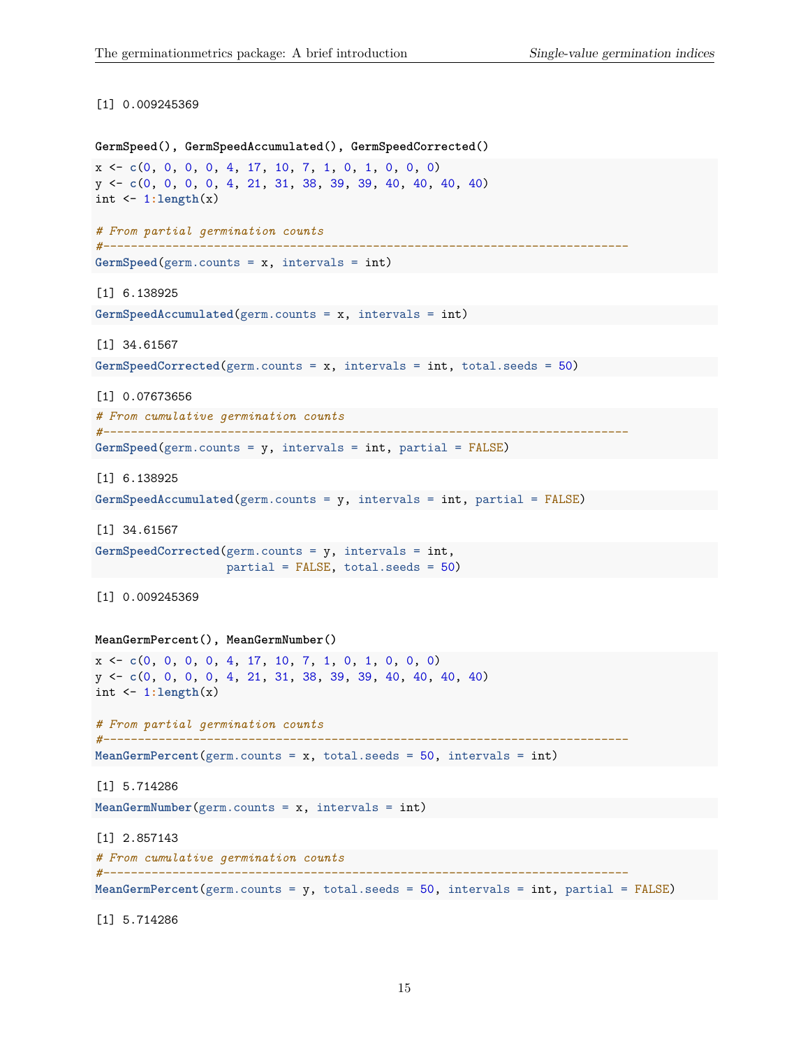```
[1] 0.009245369
```

**GermSpeed(), GermSpeedAccumulated(), GermSpeedCorrected()**

```
x <- c(0, 0, 0, 0, 4, 17, 10, 7, 1, 0, 1, 0, 0, 0)
y <- c(0, 0, 0, 0, 4, 21, 31, 38, 39, 39, 40, 40, 40, 40)
int <- 1:length(x)

# From partial germination counts
#----------------------------------------------------------------------------
GermSpeed(germ.counts = x, intervals = int)
```

```
[1] 6.138925
```

```
GermSpeedAccumulated(germ.counts = x, intervals = int)
```

```
[1] 34.61567
```

```
GermSpeedCorrected(germ.counts = x, intervals = int, total.seeds = 50)
```

```
[1] 0.07673656
```

```
# From cumulative germination counts
#----------------------------------------------------------------------------
GermSpeed(germ.counts = y, intervals = int, partial = FALSE)
```

```
[1] 6.138925
```

```
GermSpeedAccumulated(germ.counts = y, intervals = int, partial = FALSE)
```

```
[1] 34.61567
```

```
GermSpeedCorrected(germ.counts = y, intervals = int,
                   partial = FALSE, total.seeds = 50)
```

```
[1] 0.009245369
```

**MeanGermPercent(), MeanGermNumber()**

```
x <- c(0, 0, 0, 0, 4, 17, 10, 7, 1, 0, 1, 0, 0, 0)
y <- c(0, 0, 0, 0, 4, 21, 31, 38, 39, 39, 40, 40, 40, 40)
int <- 1:length(x)

# From partial germination counts
#----------------------------------------------------------------------------
MeanGermPercent(germ.counts = x, total.seeds = 50, intervals = int)
```

```
[1] 5.714286
```

```
MeanGermNumber(germ.counts = x, intervals = int)
```

```
[1] 2.857143
```

```
# From cumulative germination counts
#----------------------------------------------------------------------------
MeanGermPercent(germ.counts = y, total.seeds = 50, intervals = int, partial = FALSE)
```

```
[1] 5.714286
```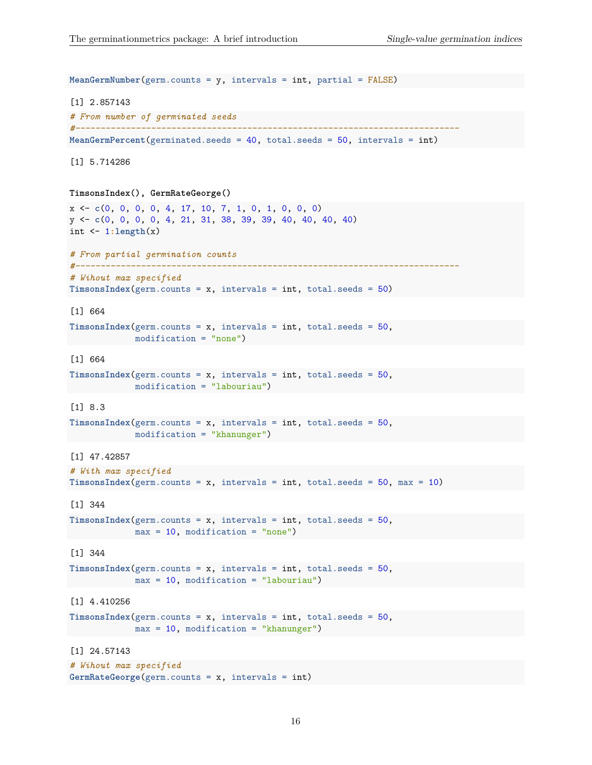```r
MeanGermNumber(germ.counts = y, intervals = int, partial = FALSE)
```

```
[1] 2.857143
```

```r
# From number of germinated seeds
#----------------------------------------------------------------------------
MeanGermPercent(germinated.seeds = 40, total.seeds = 50, intervals = int)
```

```
[1] 5.714286
```

**TimsonsIndex(), GermRateGeorge()**

```r
x <- c(0, 0, 0, 0, 4, 17, 10, 7, 1, 0, 1, 0, 0, 0)
y <- c(0, 0, 0, 0, 4, 21, 31, 38, 39, 39, 40, 40, 40, 40)
int <- 1:length(x)

# From partial germination counts
#----------------------------------------------------------------------------
# Wihout max specified
TimsonsIndex(germ.counts = x, intervals = int, total.seeds = 50)
```

```
[1] 664
```

```r
TimsonsIndex(germ.counts = x, intervals = int, total.seeds = 50,
             modification = "none")
```

```
[1] 664
```

```r
TimsonsIndex(germ.counts = x, intervals = int, total.seeds = 50,
             modification = "labouriau")
```

```
[1] 8.3
```

```r
TimsonsIndex(germ.counts = x, intervals = int, total.seeds = 50,
             modification = "khanunger")
```

```
[1] 47.42857
```

```r
# With max specified
TimsonsIndex(germ.counts = x, intervals = int, total.seeds = 50, max = 10)
```

```
[1] 344
```

```r
TimsonsIndex(germ.counts = x, intervals = int, total.seeds = 50,
             max = 10, modification = "none")
```

```
[1] 344
```

```r
TimsonsIndex(germ.counts = x, intervals = int, total.seeds = 50,
             max = 10, modification = "labouriau")
```

```
[1] 4.410256
```

```r
TimsonsIndex(germ.counts = x, intervals = int, total.seeds = 50,
             max = 10, modification = "khanunger")
```

```
[1] 24.57143
```

```r
# Wihout max specified
GermRateGeorge(germ.counts = x, intervals = int)
```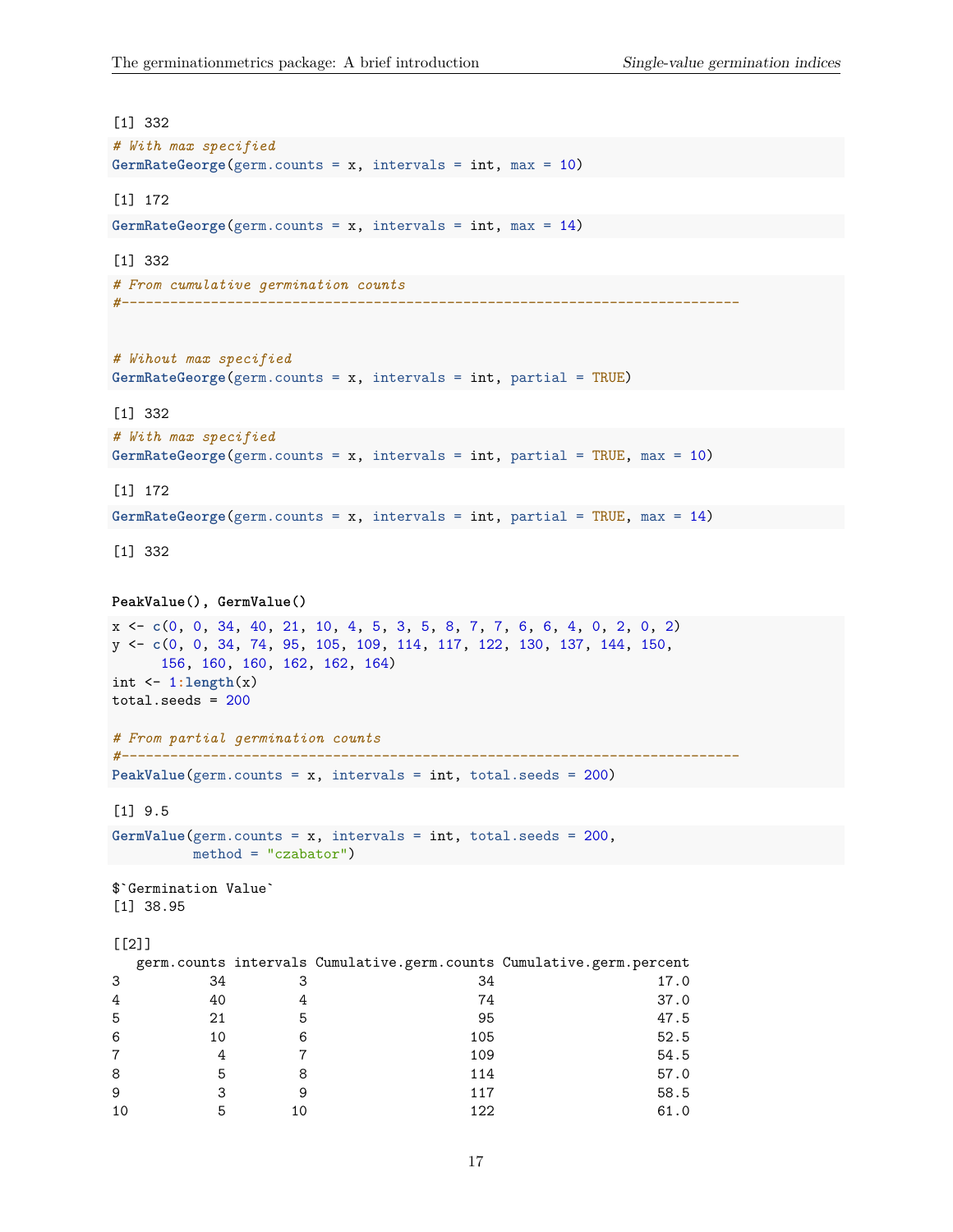```
[1] 332
```

```
# With max specified
GermRateGeorge(germ.counts = x, intervals = int, max = 10)
```

```
[1] 172
```

```
GermRateGeorge(germ.counts = x, intervals = int, max = 14)
```

```
[1] 332
```

```
# From cumulative germination counts
#----------------------------------------------------------------------------


# Wihout max specified
GermRateGeorge(germ.counts = x, intervals = int, partial = TRUE)
```

```
[1] 332
```

```
# With max specified
GermRateGeorge(germ.counts = x, intervals = int, partial = TRUE, max = 10)
```

```
[1] 172
```

```
GermRateGeorge(germ.counts = x, intervals = int, partial = TRUE, max = 14)
```

```
[1] 332
```

**PeakValue(), GermValue()**

```
x <- c(0, 0, 34, 40, 21, 10, 4, 5, 3, 5, 8, 7, 7, 6, 6, 4, 0, 2, 0, 2)
y <- c(0, 0, 34, 74, 95, 105, 109, 114, 117, 122, 130, 137, 144, 150,
      156, 160, 160, 162, 162, 164)
int <- 1:length(x)
total.seeds = 200

# From partial germination counts
#----------------------------------------------------------------------------
PeakValue(germ.counts = x, intervals = int, total.seeds = 200)
```

```
[1] 9.5
```

```
GermValue(germ.counts = x, intervals = int, total.seeds = 200,
          method = "czabator")
```

```
$`Germination Value`
[1] 38.95

[[2]]
   germ.counts intervals Cumulative.germ.counts Cumulative.germ.percent
3           34         3                     34                    17.0
4           40         4                     74                    37.0
5           21         5                     95                    47.5
6           10         6                    105                    52.5
7            4         7                    109                    54.5
8            5         8                    114                    57.0
9            3         9                    117                    58.5
10           5        10                    122                    61.0
```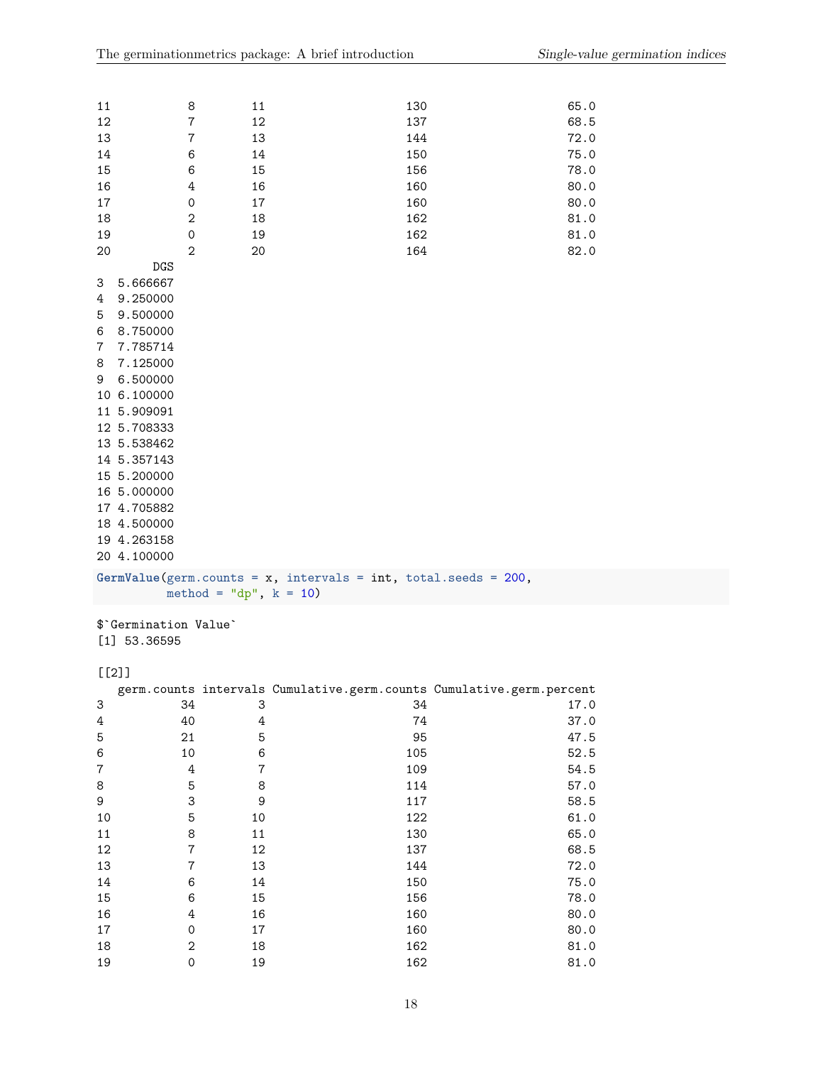```
11           8         11                     130                     65.0
12           7         12                     137                     68.5
13           7         13                     144                     72.0
14           6         14                     150                     75.0
15           6         15                     156                     78.0
16           4         16                     160                     80.0
17           0         17                     160                     80.0
18           2         18                     162                     81.0
19           0         19                     162                     81.0
20           2         20                     164                     82.0
        DGS
3  5.666667
4  9.250000
5  9.500000
6  8.750000
7  7.785714
8  7.125000
9  6.500000
10 6.100000
11 5.909091
12 5.708333
13 5.538462
14 5.357143
15 5.200000
16 5.000000
17 4.705882
18 4.500000
19 4.263158
20 4.100000
```

```
GermValue(germ.counts = x, intervals = int, total.seeds = 200,
          method = "dp", k = 10)
```

```
$`Germination Value`
[1] 53.36595

[[2]]
   germ.counts intervals Cumulative.germ.counts Cumulative.germ.percent
3           34         3                     34                    17.0
4           40         4                     74                    37.0
5           21         5                     95                    47.5
6           10         6                    105                    52.5
7            4         7                    109                    54.5
8            5         8                    114                    57.0
9            3         9                    117                    58.5
10           5        10                    122                    61.0
11           8        11                    130                    65.0
12           7        12                    137                    68.5
13           7        13                    144                    72.0
14           6        14                    150                    75.0
15           6        15                    156                    78.0
16           4        16                    160                    80.0
17           0        17                    160                    80.0
18           2        18                    162                    81.0
19           0        19                    162                    81.0
```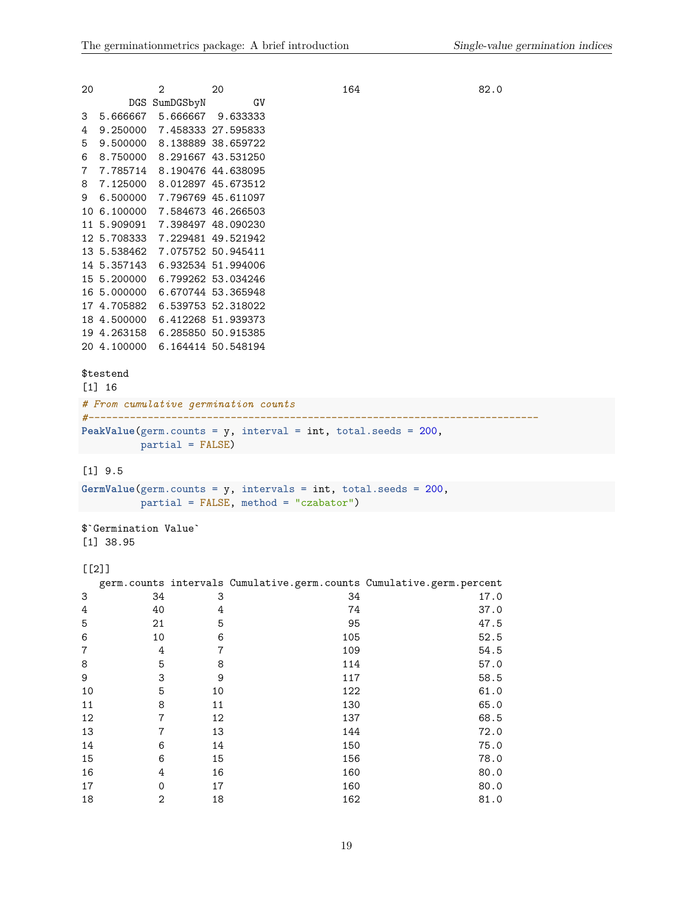```
20           2        20                      164                     82.0
         DGS SumDGSbyN        GV
3   5.666667  5.666667  9.633333
4   9.250000  7.458333 27.595833
5   9.500000  8.138889 38.659722
6   8.750000  8.291667 43.531250
7   7.785714  8.190476 44.638095
8   7.125000  8.012897 45.673512
9   6.500000  7.796769 45.611097
10  6.100000  7.584673 46.266503
11  5.909091  7.398497 48.090230
12  5.708333  7.229481 49.521942
13  5.538462  7.075752 50.945411
14  5.357143  6.932534 51.994006
15  5.200000  6.799262 53.034246
16  5.000000  6.670744 53.365948
17  4.705882  6.539753 52.318022
18  4.500000  6.412268 51.939373
19  4.263158  6.285850 50.915385
20  4.100000  6.164414 50.548194

$testend
[1] 16
```

```
# From cumulative germination counts
#----------------------------------------------------------------------------
PeakValue(germ.counts = y, interval = int, total.seeds = 200,
          partial = FALSE)
```

```
[1] 9.5
```

```
GermValue(germ.counts = y, intervals = int, total.seeds = 200,
          partial = FALSE, method = "czabator")
```

```
$`Germination Value`
[1] 38.95

[[2]]
   germ.counts intervals Cumulative.germ.counts Cumulative.germ.percent
3           34         3                     34                    17.0
4           40         4                     74                    37.0
5           21         5                     95                    47.5
6           10         6                    105                    52.5
7            4         7                    109                    54.5
8            5         8                    114                    57.0
9            3         9                    117                    58.5
10           5        10                    122                    61.0
11           8        11                    130                    65.0
12           7        12                    137                    68.5
13           7        13                    144                    72.0
14           6        14                    150                    75.0
15           6        15                    156                    78.0
16           4        16                    160                    80.0
17           0        17                    160                    80.0
18           2        18                    162                    81.0
```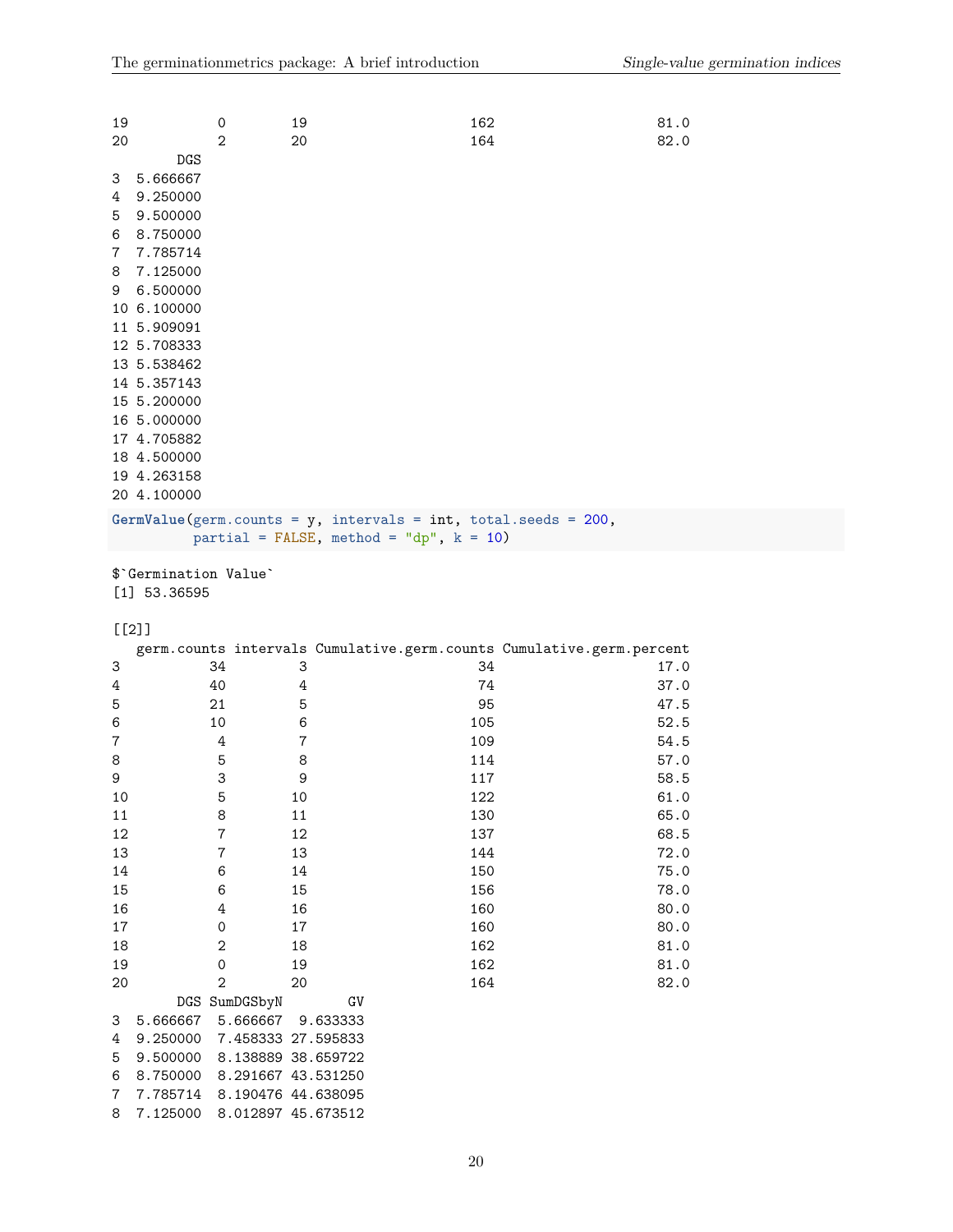```
19           0        19                     162                    81.0
20           2        20                     164                    82.0
        DGS
3  5.666667
4  9.250000
5  9.500000
6  8.750000
7  7.785714
8  7.125000
9  6.500000
10 6.100000
11 5.909091
12 5.708333
13 5.538462
14 5.357143
15 5.200000
16 5.000000
17 4.705882
18 4.500000
19 4.263158
20 4.100000
```

```
GermValue(germ.counts = y, intervals = int, total.seeds = 200,
          partial = FALSE, method = "dp", k = 10)
```

```
$`Germination Value`
[1] 53.36595

[[2]]
   germ.counts intervals Cumulative.germ.counts Cumulative.germ.percent
3           34         3                     34                    17.0
4           40         4                     74                    37.0
5           21         5                     95                    47.5
6           10         6                    105                    52.5
7            4         7                    109                    54.5
8            5         8                    114                    57.0
9            3         9                    117                    58.5
10           5        10                    122                    61.0
11           8        11                    130                    65.0
12           7        12                    137                    68.5
13           7        13                    144                    72.0
14           6        14                    150                    75.0
15           6        15                    156                    78.0
16           4        16                    160                    80.0
17           0        17                    160                    80.0
18           2        18                    162                    81.0
19           0        19                    162                    81.0
20           2        20                    164                    82.0
        DGS SumDGSbyN        GV
3  5.666667  5.666667  9.633333
4  9.250000  7.458333 27.595833
5  9.500000  8.138889 38.659722
6  8.750000  8.291667 43.531250
7  7.785714  8.190476 44.638095
8  7.125000  8.012897 45.673512
```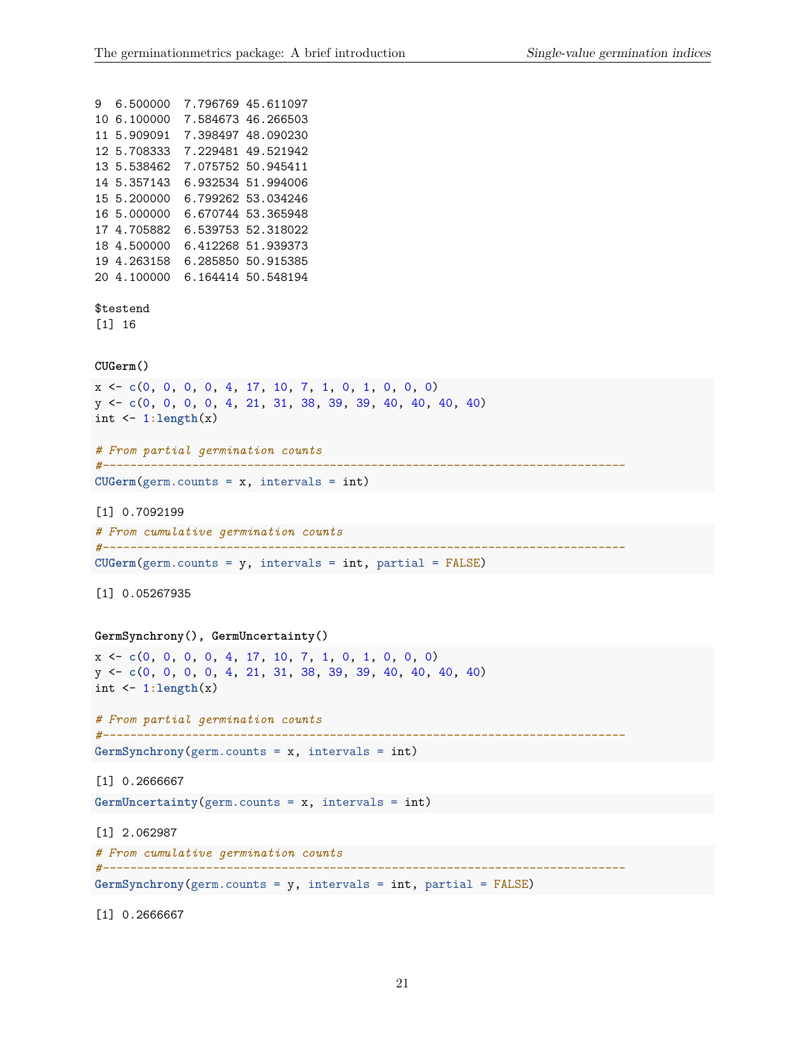```
9   6.500000  7.796769 45.611097
10  6.100000  7.584673 46.266503
11  5.909091  7.398497 48.090230
12  5.708333  7.229481 49.521942
13  5.538462  7.075752 50.945411
14  5.357143  6.932534 51.994006
15  5.200000  6.799262 53.034246
16  5.000000  6.670744 53.365948
17  4.705882  6.539753 52.318022
18  4.500000  6.412268 51.939373
19  4.263158  6.285850 50.915385
20  4.100000  6.164414 50.548194

$testend
[1] 16
```

**CUGerm()**

```
x <- c(0, 0, 0, 0, 4, 17, 10, 7, 1, 0, 1, 0, 0, 0)
y <- c(0, 0, 0, 0, 4, 21, 31, 38, 39, 39, 40, 40, 40, 40)
int <- 1:length(x)

# From partial germination counts
#----------------------------------------------------------------------------
CUGerm(germ.counts = x, intervals = int)
```

```
[1] 0.7092199
```

```
# From cumulative germination counts
#----------------------------------------------------------------------------
CUGerm(germ.counts = y, intervals = int, partial = FALSE)
```

```
[1] 0.05267935
```

**GermSynchrony(), GermUncertainty()**

```
x <- c(0, 0, 0, 0, 4, 17, 10, 7, 1, 0, 1, 0, 0, 0)
y <- c(0, 0, 0, 0, 4, 21, 31, 38, 39, 39, 40, 40, 40, 40)
int <- 1:length(x)

# From partial germination counts
#----------------------------------------------------------------------------
GermSynchrony(germ.counts = x, intervals = int)
```

```
[1] 0.2666667
```

```
GermUncertainty(germ.counts = x, intervals = int)
```

```
[1] 2.062987
```

```
# From cumulative germination counts
#----------------------------------------------------------------------------
GermSynchrony(germ.counts = y, intervals = int, partial = FALSE)
```

```
[1] 0.2666667
```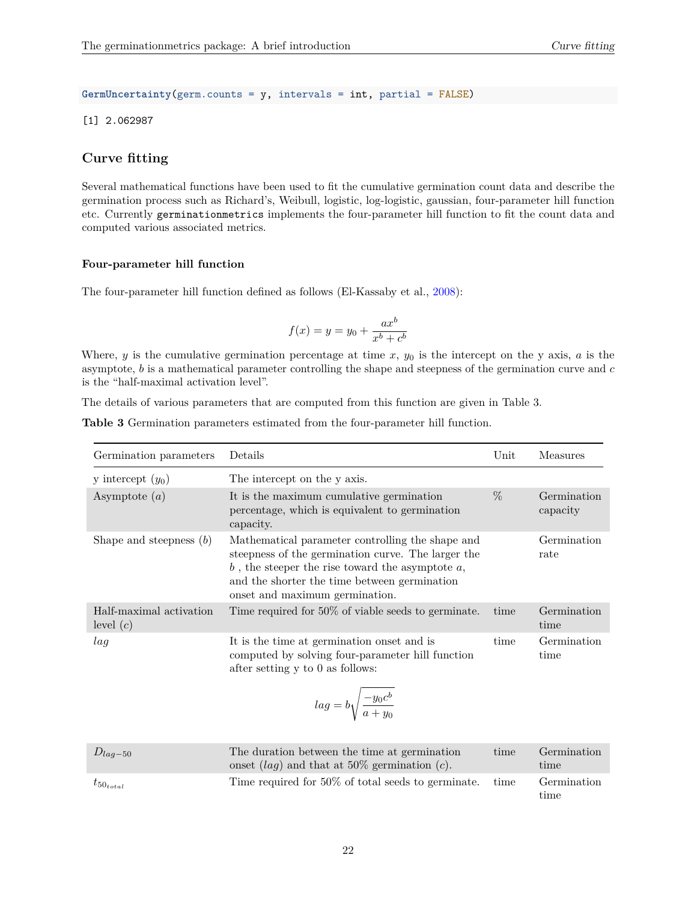```r
GermUncertainty(germ.counts = y, intervals = int, partial = FALSE)
```

```
[1] 2.062987
```

## Curve fitting

Several mathematical functions have been used to fit the cumulative germination count data and describe the germination process such as Richard's, Weibull, logistic, log-logistic, gaussian, four-parameter hill function etc. Currently `germinationmetrics` implements the four-parameter hill function to fit the count data and computed various associated metrics.

### Four-parameter hill function

The four-parameter hill function defined as follows (El-Kassaby et al., 2008):

$$f(x) = y = y_0 + \frac{ax^b}{x^b + c^b}$$

Where, $y$ is the cumulative germination percentage at time $x$, $y_0$ is the intercept on the y axis, $a$ is the asymptote, $b$ is a mathematical parameter controlling the shape and steepness of the germination curve and $c$ is the "half-maximal activation level".

The details of various parameters that are computed from this function are given in Table 3.

**Table 3** Germination parameters estimated from the four-parameter hill function.

| Germination parameters | Details | Unit | Measures |
|---|---|---|---|
| y intercept ($y_0$) | The intercept on the y axis. | | |
| Asymptote ($a$) | It is the maximum cumulative germination percentage, which is equivalent to germination capacity. | % | Germination capacity |
| Shape and steepness ($b$) | Mathematical parameter controlling the shape and steepness of the germination curve. The larger the $b$ , the steeper the rise toward the asymptote $a$, and the shorter the time between germination onset and maximum germination. | | Germination rate |
| Half-maximal activation level ($c$) | Time required for 50% of viable seeds to germinate. | time | Germination time |
| $lag$ | It is the time at germination onset and is computed by solving four-parameter hill function after setting y to 0 as follows: $$lag = b\sqrt{\frac{-y_0c^b}{a+y_0}}$$ | time | Germination time |
| $D_{lag-50}$ | The duration between the time at germination onset ($lag$) and that at 50% germination ($c$). | time | Germination time |
| $t_{50_{total}}$ | Time required for 50% of total seeds to germinate. | time | Germination time |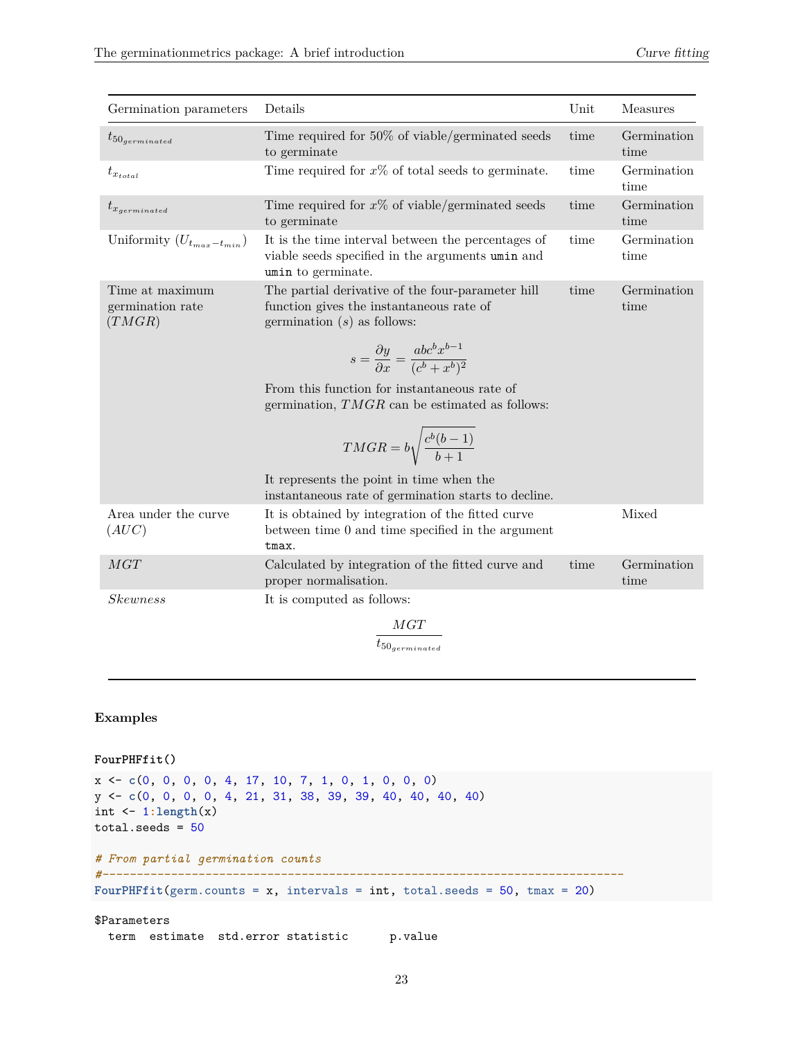| Germination parameters | Details | Unit | Measures |
|---|---|---|---|
| $t_{50_{germinated}}$ | Time required for 50% of viable/germinated seeds to germinate | time | Germination time |
| $t_{x_{total}}$ | Time required for $x$% of total seeds to germinate. | time | Germination time |
| $t_{x_{germinated}}$ | Time required for $x$% of viable/germinated seeds to germinate | time | Germination time |
| Uniformity ($U_{t_{max}-t_{min}}$) | It is the time interval between the percentages of viable seeds specified in the arguments `umin` and `umin` to germinate. | time | Germination time |
| Time at maximum germination rate ($TMGR$) | The partial derivative of the four-parameter hill function gives the instantaneous rate of germination ($s$) as follows: $$s = \frac{\partial y}{\partial x} = \frac{abc^b x^{b-1}}{(c^b + x^b)^2}$$ From this function for instantaneous rate of germination, $TMGR$ can be estimated as follows: $$TMGR = b\sqrt{\frac{c^b(b-1)}{b+1}}$$ It represents the point in time when the instantaneous rate of germination starts to decline. | time | Germination time |
| Area under the curve ($AUC$) | It is obtained by integration of the fitted curve between time 0 and time specified in the argument `tmax`. | | Mixed |
| $MGT$ | Calculated by integration of the fitted curve and proper normalisation. | time | Germination time |
| $Skewness$ | It is computed as follows: $$\frac{MGT}{t_{50_{germinated}}}$$ | | |

**Examples**

**FourPHFfit()**

```
x <- c(0, 0, 0, 0, 4, 17, 10, 7, 1, 0, 1, 0, 0, 0)
y <- c(0, 0, 0, 0, 4, 21, 31, 38, 39, 39, 40, 40, 40, 40)
int <- 1:length(x)
total.seeds = 50

# From partial germination counts
#----------------------------------------------------------------------------
FourPHFfit(germ.counts = x, intervals = int, total.seeds = 50, tmax = 20)
```

```
$Parameters
  term  estimate  std.error statistic      p.value
```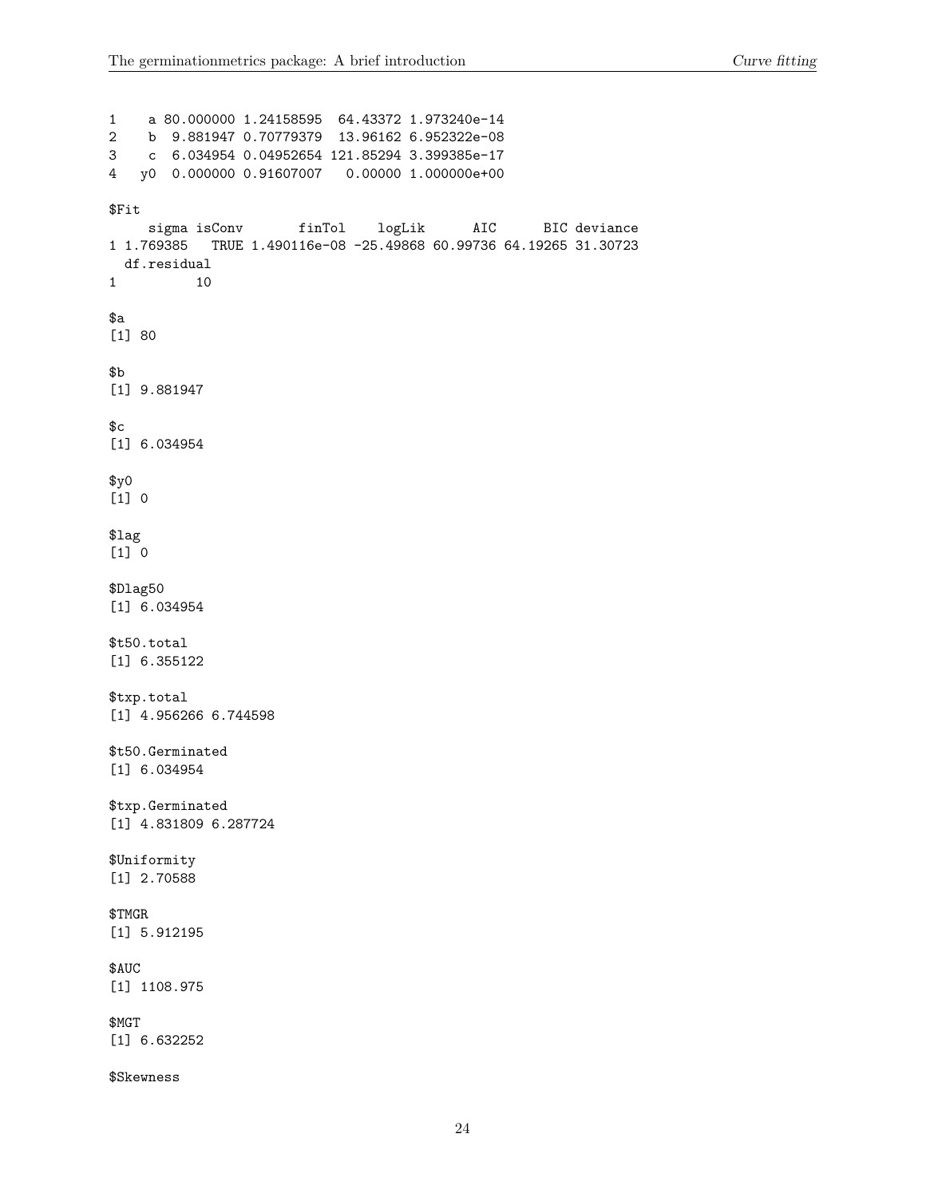```
1    a 80.000000 1.24158595  64.43372 1.973240e-14
2    b  9.881947 0.70779379  13.96162 6.952322e-08
3    c  6.034954 0.04952654 121.85294 3.399385e-17
4   y0  0.000000 0.91607007   0.00000 1.000000e+00

$Fit
     sigma isConv       finTol    logLik      AIC      BIC deviance
1 1.769385   TRUE 1.490116e-08 -25.49868 60.99736 64.19265 31.30723
  df.residual
1          10

$a
[1] 80

$b
[1] 9.881947

$c
[1] 6.034954

$y0
[1] 0

$lag
[1] 0

$Dlag50
[1] 6.034954

$t50.total
[1] 6.355122

$txp.total
[1] 4.956266 6.744598

$t50.Germinated
[1] 6.034954

$txp.Germinated
[1] 4.831809 6.287724

$Uniformity
[1] 2.70588

$TMGR
[1] 5.912195

$AUC
[1] 1108.975

$MGT
[1] 6.632252

$Skewness
```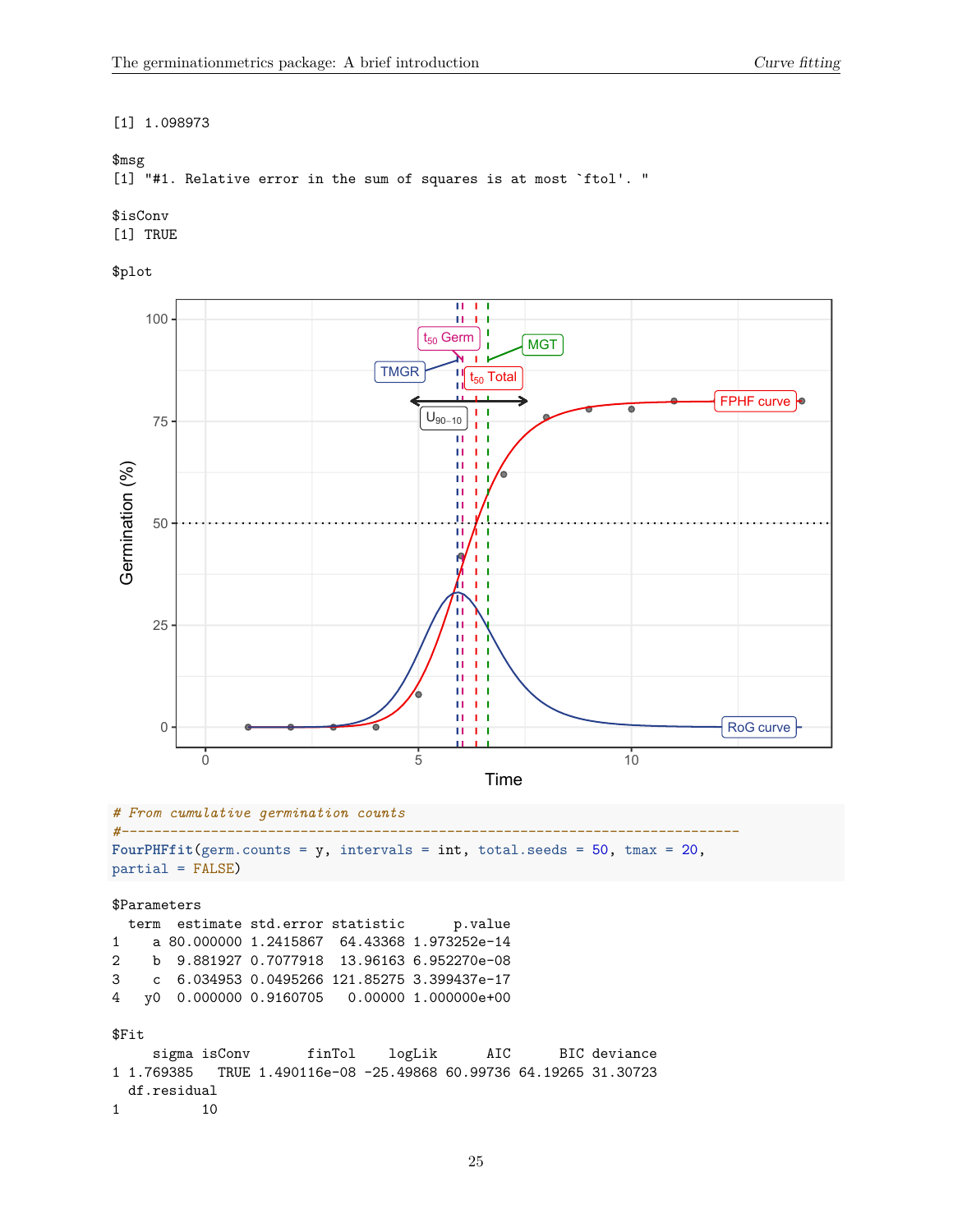```
[1] 1.098973

$msg
[1] "#1. Relative error in the sum of squares is at most `ftol'. "

$isConv
[1] TRUE

$plot
```

```
# From cumulative germination counts
#----------------------------------------------------------------------------
FourPHFfit(germ.counts = y, intervals = int, total.seeds = 50, tmax = 20,
partial = FALSE)
```

```
$Parameters
  term  estimate std.error statistic      p.value
1    a 80.000000 1.2415867  64.43368 1.973252e-14
2    b  9.881927 0.7077918  13.96163 6.952270e-08
3    c  6.034953 0.0495266 121.85275 3.399437e-17
4   y0  0.000000 0.9160705   0.00000 1.000000e+00

$Fit
     sigma isConv       finTol    logLik      AIC      BIC deviance
1 1.769385   TRUE 1.490116e-08 -25.49868 60.99736 64.19265 31.30723
  df.residual
1          10
```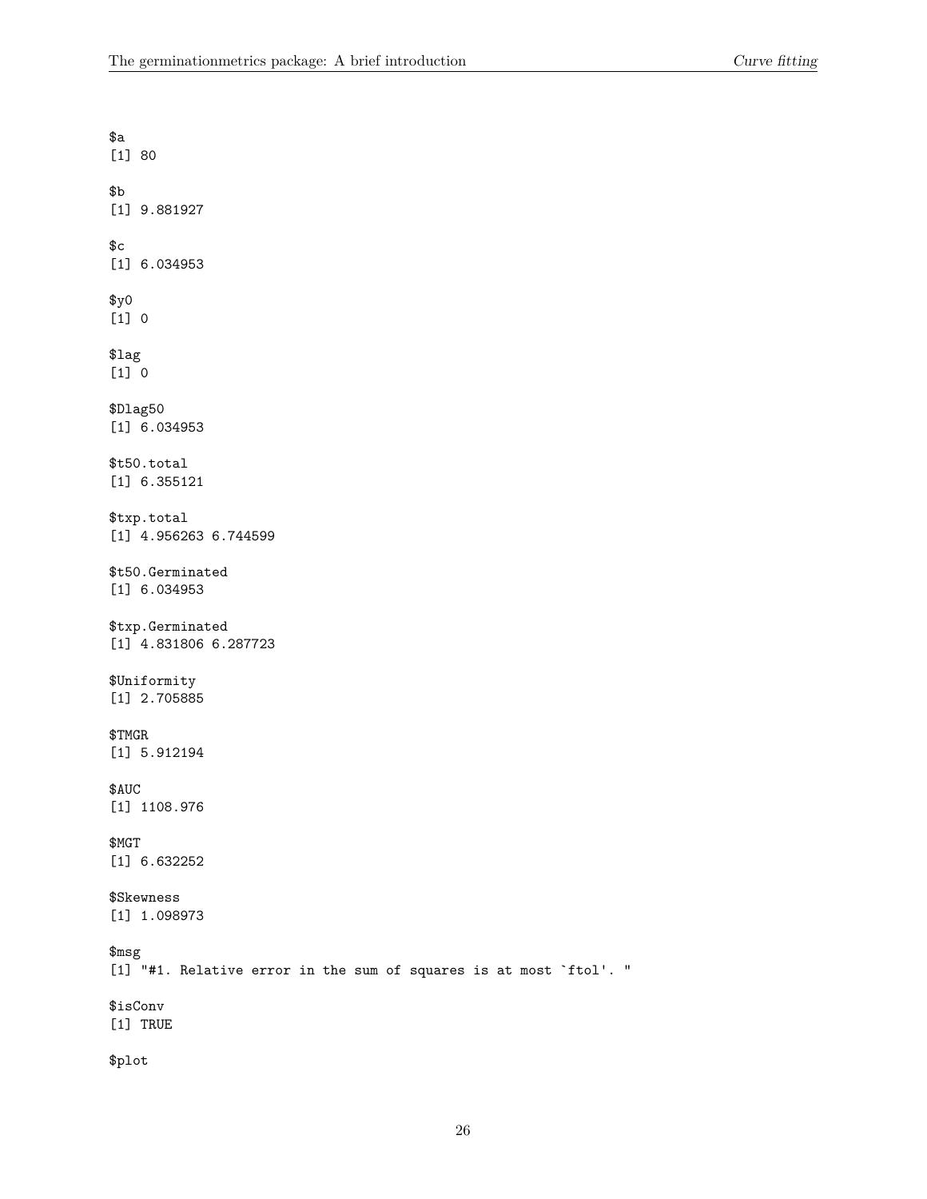```
$a
[1] 80

$b
[1] 9.881927

$c
[1] 6.034953

$y0
[1] 0

$lag
[1] 0

$Dlag50
[1] 6.034953

$t50.total
[1] 6.355121

$txp.total
[1] 4.956263 6.744599

$t50.Germinated
[1] 6.034953

$txp.Germinated
[1] 4.831806 6.287723

$Uniformity
[1] 2.705885

$TMGR
[1] 5.912194

$AUC
[1] 1108.976

$MGT
[1] 6.632252

$Skewness
[1] 1.098973

$msg
[1] "#1. Relative error in the sum of squares is at most `ftol'. "

$isConv
[1] TRUE

$plot
```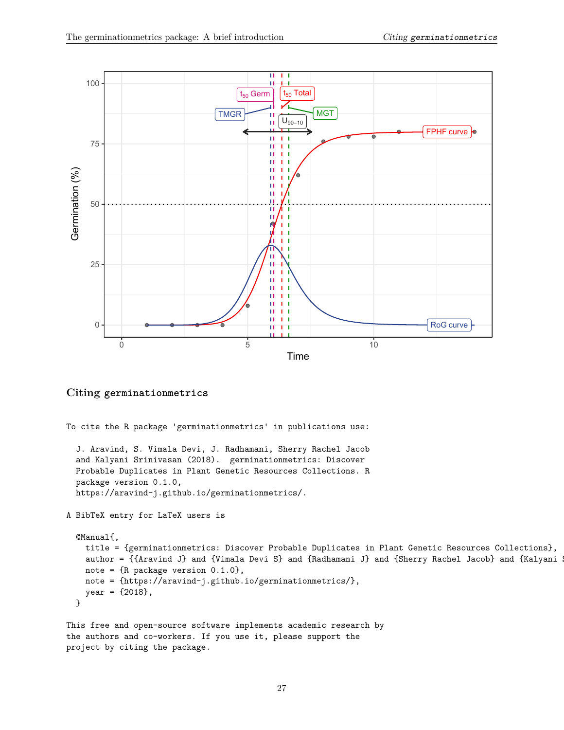## Citing germinationmetrics

```
To cite the R package 'germinationmetrics' in publications use:

  J. Aravind, S. Vimala Devi, J. Radhamani, Sherry Rachel Jacob
  and Kalyani Srinivasan (2018).  germinationmetrics: Discover
  Probable Duplicates in Plant Genetic Resources Collections. R
  package version 0.1.0,
  https://aravind-j.github.io/germinationmetrics/.

A BibTeX entry for LaTeX users is

  @Manual{,
    title = {germinationmetrics: Discover Probable Duplicates in Plant Genetic Resources Collections},
    author = {{Aravind J} and {Vimala Devi S} and {Radhamani J} and {Sherry Rachel Jacob} and {Kalyani S
    note = {R package version 0.1.0},
    note = {https://aravind-j.github.io/germinationmetrics/},
    year = {2018},
  }

This free and open-source software implements academic research by
the authors and co-workers. If you use it, please support the
project by citing the package.
```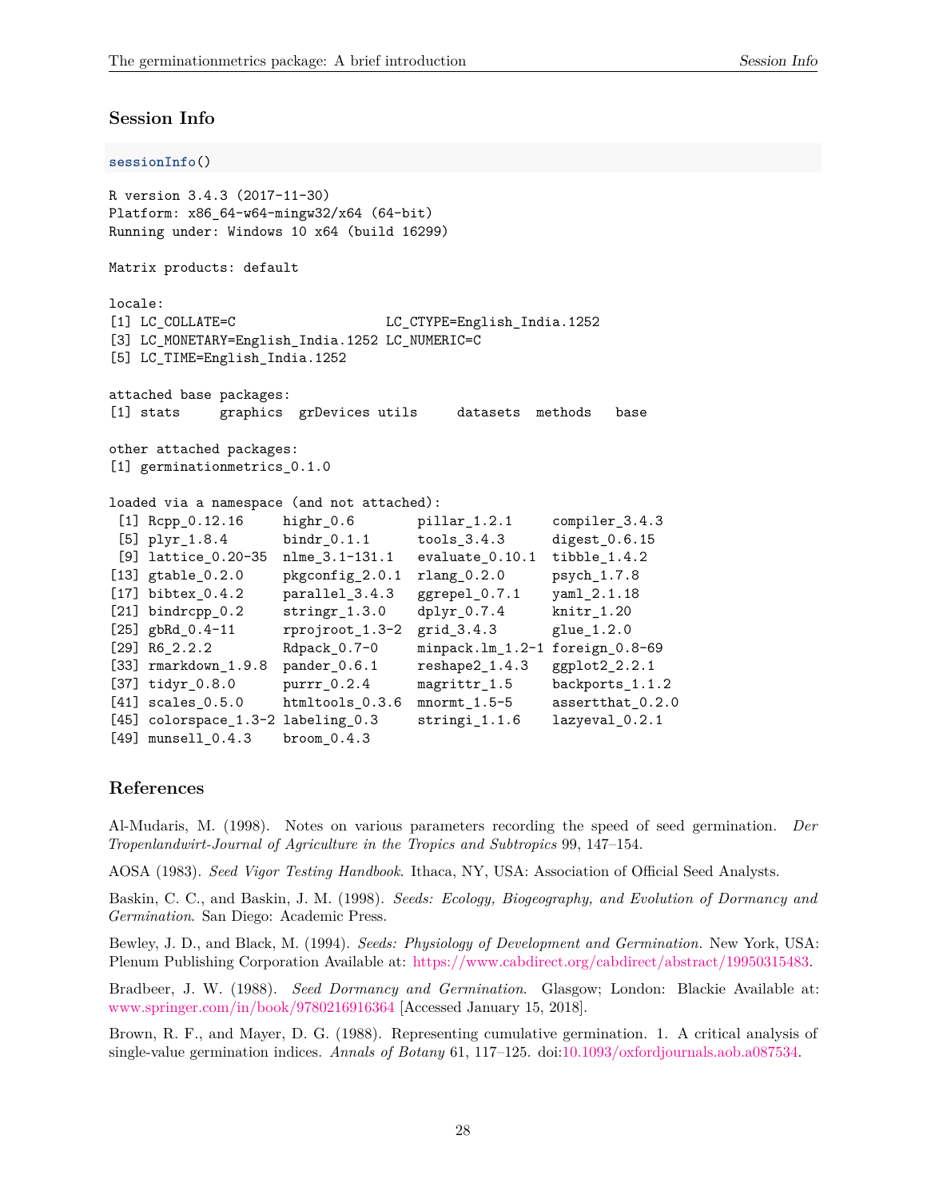## Session Info

```r
sessionInfo()
```

```
R version 3.4.3 (2017-11-30)
Platform: x86_64-w64-mingw32/x64 (64-bit)
Running under: Windows 10 x64 (build 16299)

Matrix products: default

locale:
[1] LC_COLLATE=C                    LC_CTYPE=English_India.1252
[3] LC_MONETARY=English_India.1252 LC_NUMERIC=C
[5] LC_TIME=English_India.1252

attached base packages:
[1] stats     graphics  grDevices utils     datasets  methods   base

other attached packages:
[1] germinationmetrics_0.1.0

loaded via a namespace (and not attached):
 [1] Rcpp_0.12.16      highr_0.6         pillar_1.2.1      compiler_3.4.3
 [5] plyr_1.8.4        bindr_0.1.1       tools_3.4.3       digest_0.6.15
 [9] lattice_0.20-35   nlme_3.1-131.1    evaluate_0.10.1   tibble_1.4.2
[13] gtable_0.2.0      pkgconfig_2.0.1   rlang_0.2.0       psych_1.7.8
[17] bibtex_0.4.2      parallel_3.4.3    ggrepel_0.7.1     yaml_2.1.18
[21] bindrcpp_0.2      stringr_1.3.0     dplyr_0.7.4       knitr_1.20
[25] gbRd_0.4-11       rprojroot_1.3-2   grid_3.4.3        glue_1.2.0
[29] R6_2.2.2          Rdpack_0.7-0      minpack.lm_1.2-1  foreign_0.8-69
[33] rmarkdown_1.9.8   pander_0.6.1      reshape2_1.4.3    ggplot2_2.2.1
[37] tidyr_0.8.0       purrr_0.2.4       magrittr_1.5      backports_1.1.2
[41] scales_0.5.0      htmltools_0.3.6   mnormt_1.5-5      assertthat_0.2.0
[45] colorspace_1.3-2  labeling_0.3      stringi_1.1.6     lazyeval_0.2.1
[49] munsell_0.4.3     broom_0.4.3
```

## References

Al-Mudaris, M. (1998). Notes on various parameters recording the speed of seed germination. *Der Tropenlandwirt-Journal of Agriculture in the Tropics and Subtropics* 99, 147–154.

AOSA (1983). *Seed Vigor Testing Handbook*. Ithaca, NY, USA: Association of Official Seed Analysts.

Baskin, C. C., and Baskin, J. M. (1998). *Seeds: Ecology, Biogeography, and Evolution of Dormancy and Germination*. San Diego: Academic Press.

Bewley, J. D., and Black, M. (1994). *Seeds: Physiology of Development and Germination.* New York, USA: Plenum Publishing Corporation Available at: https://www.cabdirect.org/cabdirect/abstract/19950315483.

Bradbeer, J. W. (1988). *Seed Dormancy and Germination*. Glasgow; London: Blackie Available at: www.springer.com/in/book/9780216916364 [Accessed January 15, 2018].

Brown, R. F., and Mayer, D. G. (1988). Representing cumulative germination. 1. A critical analysis of single-value germination indices. *Annals of Botany* 61, 117–125. doi:10.1093/oxfordjournals.aob.a087534.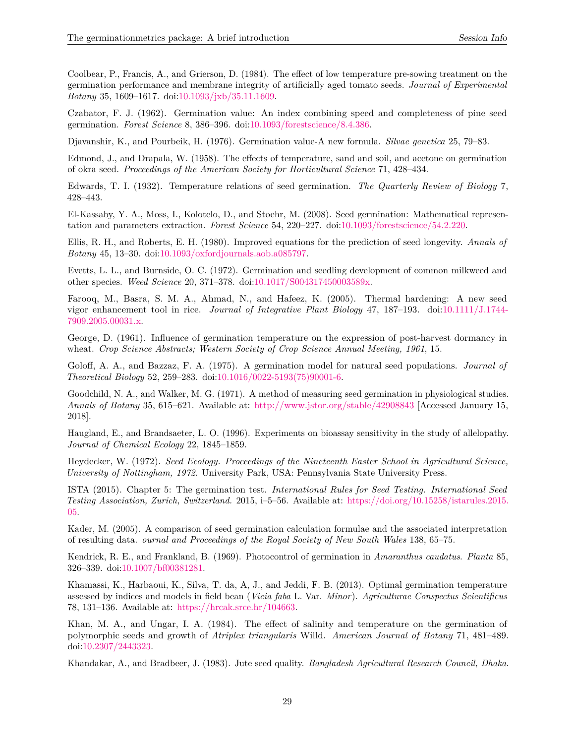Coolbear, P., Francis, A., and Grierson, D. (1984). The effect of low temperature pre-sowing treatment on the germination performance and membrane integrity of artificially aged tomato seeds. *Journal of Experimental Botany* 35, 1609–1617. doi:10.1093/jxb/35.11.1609.

Czabator, F. J. (1962). Germination value: An index combining speed and completeness of pine seed germination. *Forest Science* 8, 386–396. doi:10.1093/forestscience/8.4.386.

Djavanshir, K., and Pourbeik, H. (1976). Germination value-A new formula. *Silvae genetica* 25, 79–83.

Edmond, J., and Drapala, W. (1958). The effects of temperature, sand and soil, and acetone on germination of okra seed. *Proceedings of the American Society for Horticultural Science* 71, 428–434.

Edwards, T. I. (1932). Temperature relations of seed germination. *The Quarterly Review of Biology* 7, 428–443.

El-Kassaby, Y. A., Moss, I., Kolotelo, D., and Stoehr, M. (2008). Seed germination: Mathematical representation and parameters extraction. *Forest Science* 54, 220–227. doi:10.1093/forestscience/54.2.220.

Ellis, R. H., and Roberts, E. H. (1980). Improved equations for the prediction of seed longevity. *Annals of Botany* 45, 13–30. doi:10.1093/oxfordjournals.aob.a085797.

Evetts, L. L., and Burnside, O. C. (1972). Germination and seedling development of common milkweed and other species. *Weed Science* 20, 371–378. doi:10.1017/S004317450003589x.

Farooq, M., Basra, S. M. A., Ahmad, N., and Hafeez, K. (2005). Thermal hardening: A new seed vigor enhancement tool in rice. *Journal of Integrative Plant Biology* 47, 187–193. doi:10.1111/J.1744-7909.2005.00031.x.

George, D. (1961). Influence of germination temperature on the expression of post-harvest dormancy in wheat. *Crop Science Abstracts; Western Society of Crop Science Annual Meeting, 1961*, 15.

Goloff, A. A., and Bazzaz, F. A. (1975). A germination model for natural seed populations. *Journal of Theoretical Biology* 52, 259–283. doi:10.1016/0022-5193(75)90001-6.

Goodchild, N. A., and Walker, M. G. (1971). A method of measuring seed germination in physiological studies. *Annals of Botany* 35, 615–621. Available at: http://www.jstor.org/stable/42908843 [Accessed January 15, 2018].

Haugland, E., and Brandsaeter, L. O. (1996). Experiments on bioassay sensitivity in the study of allelopathy. *Journal of Chemical Ecology* 22, 1845–1859.

Heydecker, W. (1972). *Seed Ecology. Proceedings of the Nineteenth Easter School in Agricultural Science, University of Nottingham, 1972.* University Park, USA: Pennsylvania State University Press.

ISTA (2015). Chapter 5: The germination test. *International Rules for Seed Testing. International Seed Testing Association, Zurich, Switzerland.* 2015, i–5–56. Available at: https://doi.org/10.15258/istarules.2015.05.

Kader, M. (2005). A comparison of seed germination calculation formulae and the associated interpretation of resulting data. *ournal and Proceedings of the Royal Society of New South Wales* 138, 65–75.

Kendrick, R. E., and Frankland, B. (1969). Photocontrol of germination in *Amaranthus caudatus*. *Planta* 85, 326–339. doi:10.1007/bf00381281.

Khamassi, K., Harbaoui, K., Silva, T. da, A, J., and Jeddi, F. B. (2013). Optimal germination temperature assessed by indices and models in field bean (*Vicia faba* L. Var. *Minor*). *Agriculturae Conspectus Scientificus* 78, 131–136. Available at: https://hrcak.srce.hr/104663.

Khan, M. A., and Ungar, I. A. (1984). The effect of salinity and temperature on the germination of polymorphic seeds and growth of *Atriplex triangularis* Willd. *American Journal of Botany* 71, 481–489. doi:10.2307/2443323.

Khandakar, A., and Bradbeer, J. (1983). Jute seed quality. *Bangladesh Agricultural Research Council, Dhaka*.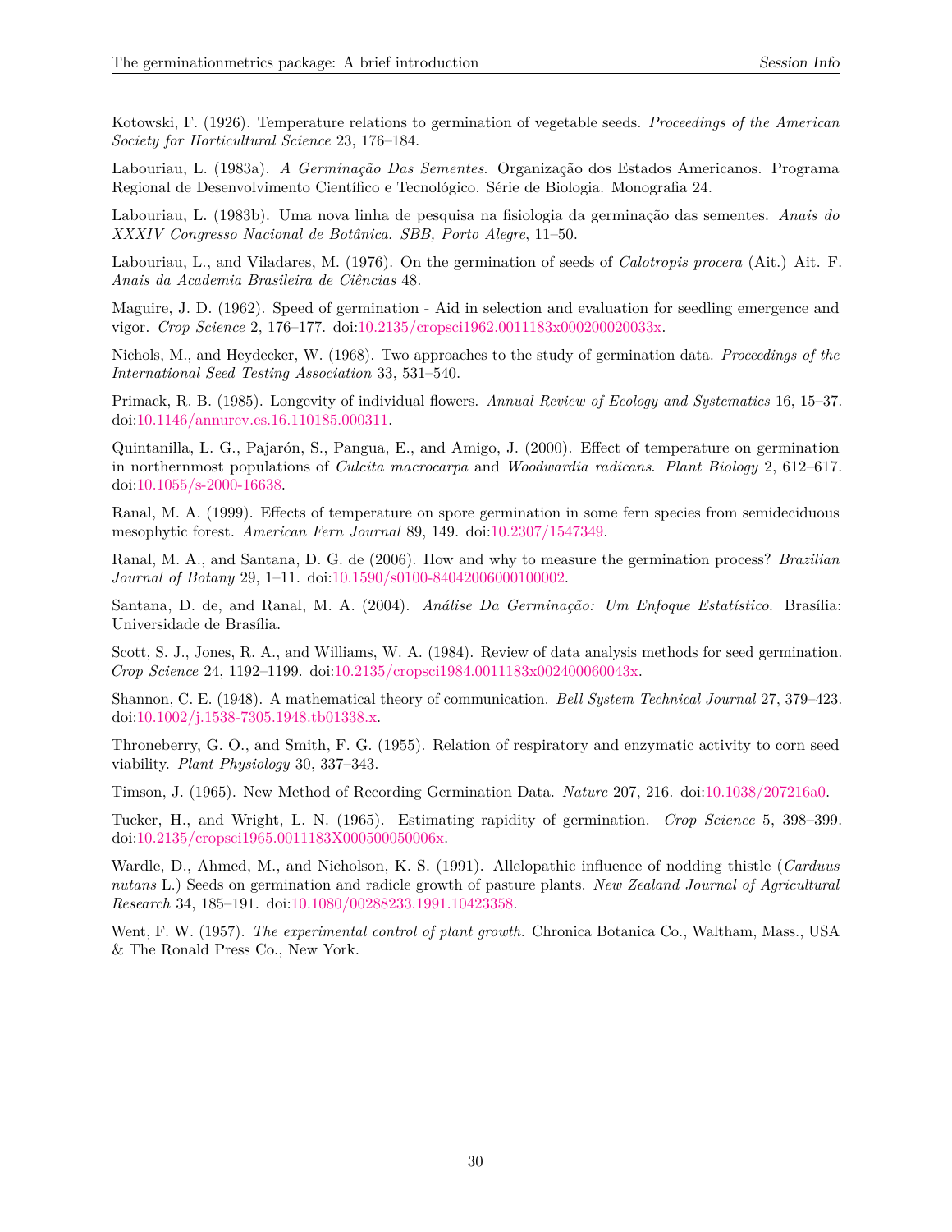Kotowski, F. (1926). Temperature relations to germination of vegetable seeds. *Proceedings of the American Society for Horticultural Science* 23, 176–184.

Labouriau, L. (1983a). *A Germinação Das Sementes*. Organização dos Estados Americanos. Programa Regional de Desenvolvimento Científico e Tecnológico. Série de Biologia. Monografia 24.

Labouriau, L. (1983b). Uma nova linha de pesquisa na fisiologia da germinação das sementes. *Anais do XXXIV Congresso Nacional de Botânica. SBB, Porto Alegre*, 11–50.

Labouriau, L., and Viladares, M. (1976). On the germination of seeds of *Calotropis procera* (Ait.) Ait. F. *Anais da Academia Brasileira de Ciências* 48.

Maguire, J. D. (1962). Speed of germination - Aid in selection and evaluation for seedling emergence and vigor. *Crop Science* 2, 176–177. doi:10.2135/cropsci1962.0011183x000200020033x.

Nichols, M., and Heydecker, W. (1968). Two approaches to the study of germination data. *Proceedings of the International Seed Testing Association* 33, 531–540.

Primack, R. B. (1985). Longevity of individual flowers. *Annual Review of Ecology and Systematics* 16, 15–37. doi:10.1146/annurev.es.16.110185.000311.

Quintanilla, L. G., Pajarón, S., Pangua, E., and Amigo, J. (2000). Effect of temperature on germination in northernmost populations of *Culcita macrocarpa* and *Woodwardia radicans*. *Plant Biology* 2, 612–617. doi:10.1055/s-2000-16638.

Ranal, M. A. (1999). Effects of temperature on spore germination in some fern species from semideciduous mesophytic forest. *American Fern Journal* 89, 149. doi:10.2307/1547349.

Ranal, M. A., and Santana, D. G. de (2006). How and why to measure the germination process? *Brazilian Journal of Botany* 29, 1–11. doi:10.1590/s0100-84042006000100002.

Santana, D. de, and Ranal, M. A. (2004). *Análise Da Germinação: Um Enfoque Estatístico*. Brasília: Universidade de Brasília.

Scott, S. J., Jones, R. A., and Williams, W. A. (1984). Review of data analysis methods for seed germination. *Crop Science* 24, 1192–1199. doi:10.2135/cropsci1984.0011183x002400060043x.

Shannon, C. E. (1948). A mathematical theory of communication. *Bell System Technical Journal* 27, 379–423. doi:10.1002/j.1538-7305.1948.tb01338.x.

Throneberry, G. O., and Smith, F. G. (1955). Relation of respiratory and enzymatic activity to corn seed viability. *Plant Physiology* 30, 337–343.

Timson, J. (1965). New Method of Recording Germination Data. *Nature* 207, 216. doi:10.1038/207216a0.

Tucker, H., and Wright, L. N. (1965). Estimating rapidity of germination. *Crop Science* 5, 398–399. doi:10.2135/cropsci1965.0011183X000500050006x.

Wardle, D., Ahmed, M., and Nicholson, K. S. (1991). Allelopathic influence of nodding thistle (*Carduus nutans* L.) Seeds on germination and radicle growth of pasture plants. *New Zealand Journal of Agricultural Research* 34, 185–191. doi:10.1080/00288233.1991.10423358.

Went, F. W. (1957). *The experimental control of plant growth.* Chronica Botanica Co., Waltham, Mass., USA & The Ronald Press Co., New York.